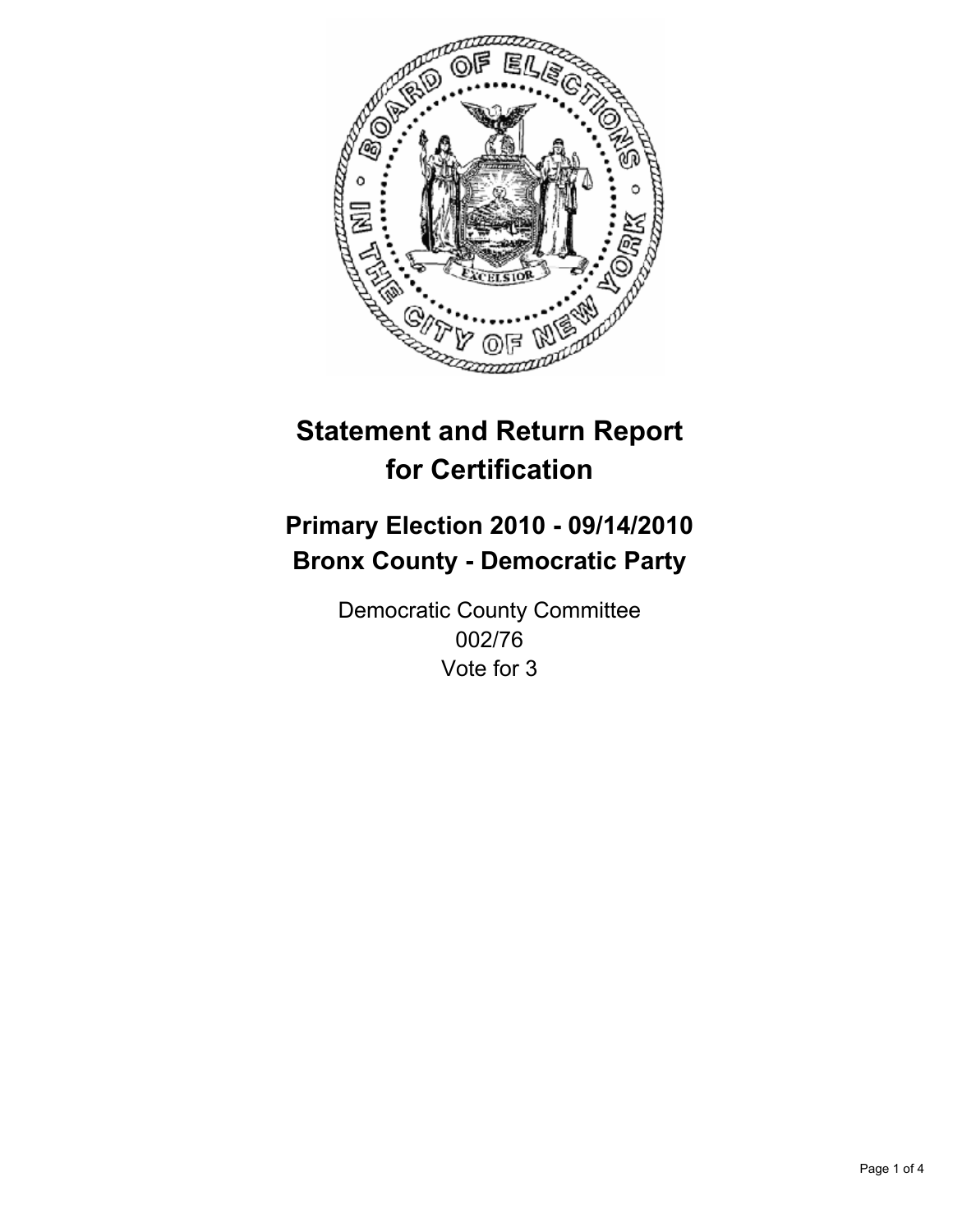# Statement and Return Report for Certification

## Primary Election 2010 - 09/14/2010
## Bronx County - Democratic Party

Democratic County Committee
002/76
Vote for 3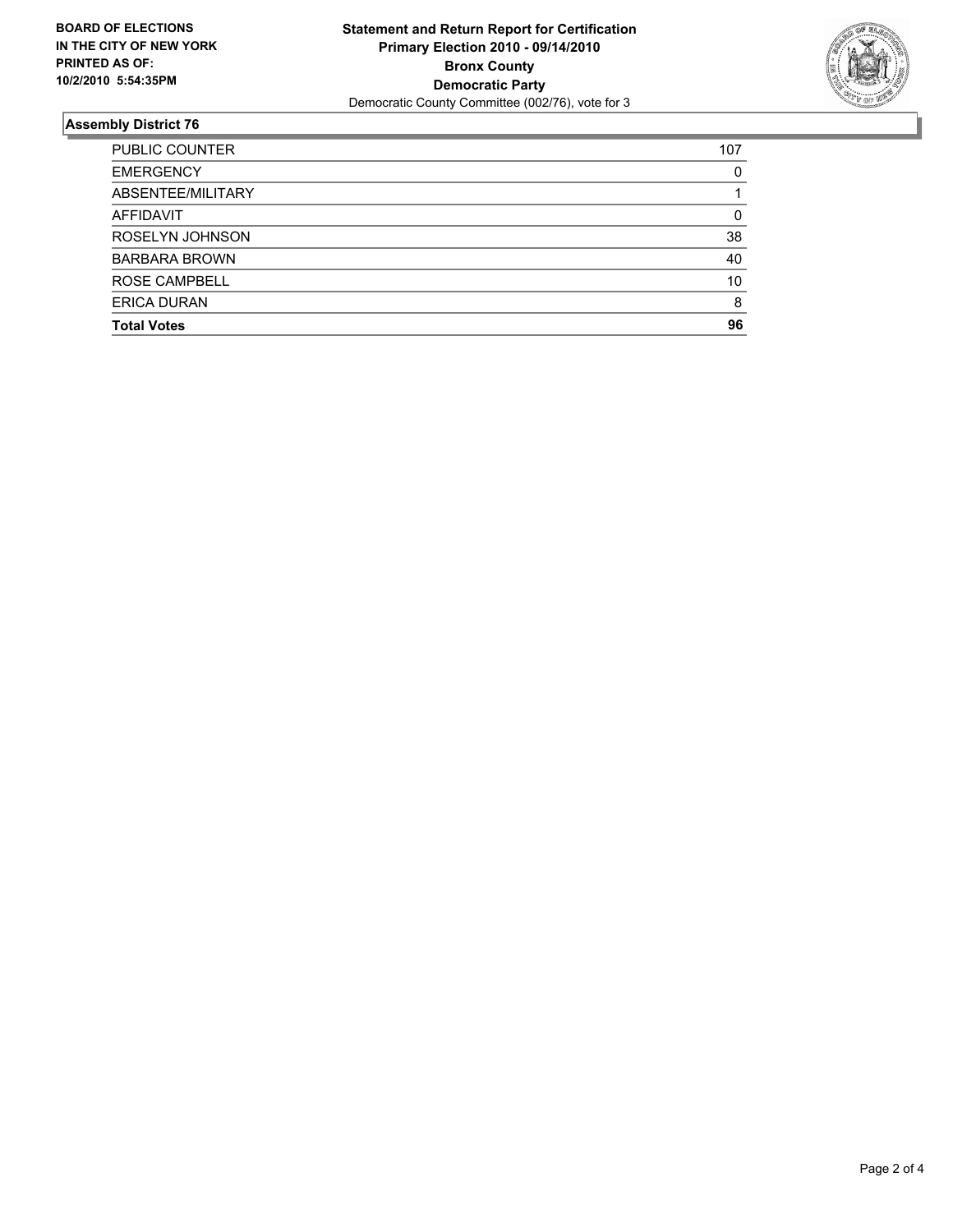**BOARD OF ELECTIONS IN THE CITY OF NEW YORK PRINTED AS OF: 10/2/2010 5:54:35PM**

**Statement and Return Report for Certification**
**Primary Election 2010 - 09/14/2010**
**Bronx County**
**Democratic Party**
Democratic County Committee (002/76), vote for 3

## Assembly District 76

| | |
|---|---|
| PUBLIC COUNTER | 107 |
| EMERGENCY | 0 |
| ABSENTEE/MILITARY | 1 |
| AFFIDAVIT | 0 |
| ROSELYN JOHNSON | 38 |
| BARBARA BROWN | 40 |
| ROSE CAMPBELL | 10 |
| ERICA DURAN | 8 |
| **Total Votes** | **96** |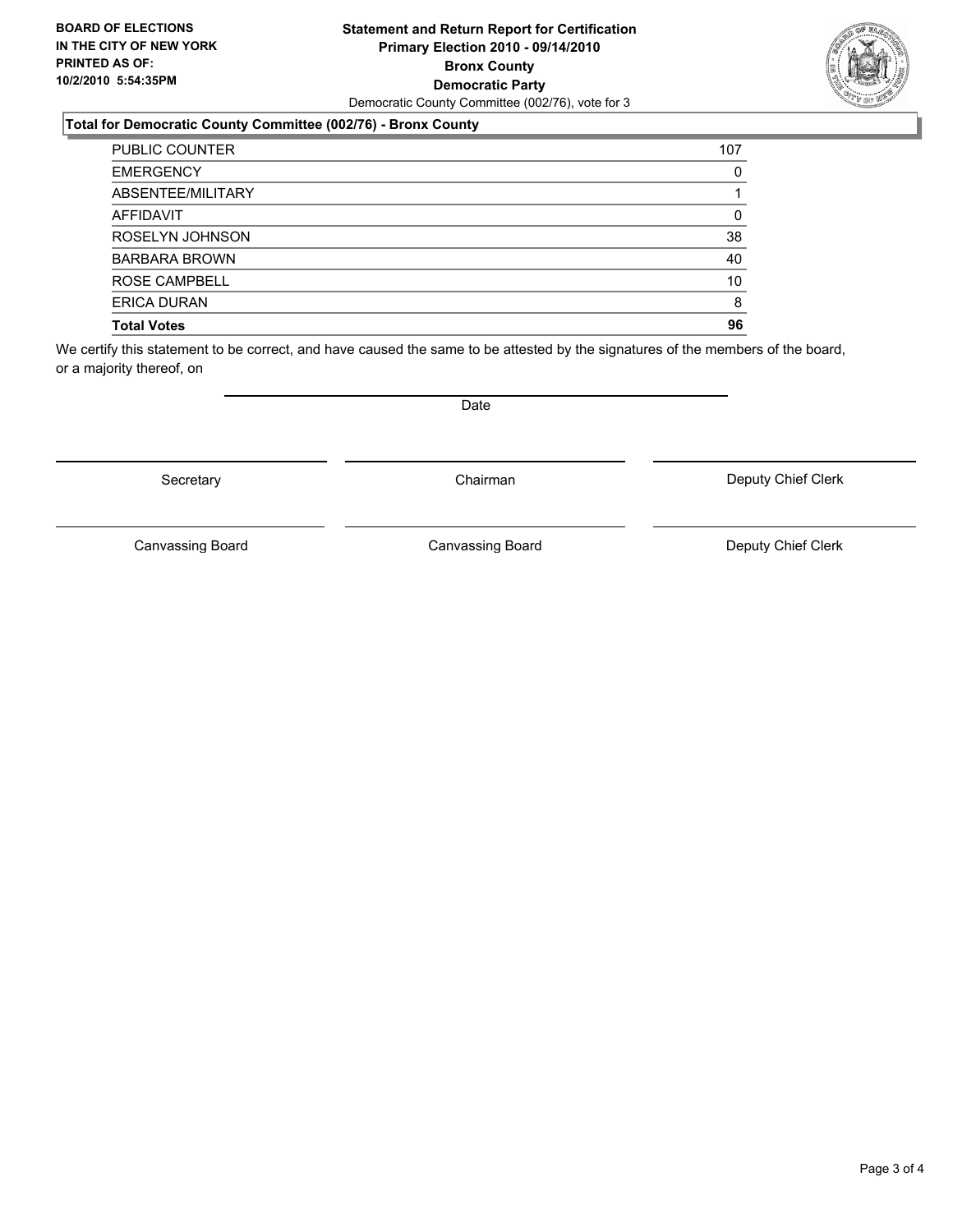**BOARD OF ELECTIONS IN THE CITY OF NEW YORK PRINTED AS OF: 10/2/2010 5:54:35PM**

**Statement and Return Report for Certification**
**Primary Election 2010 - 09/14/2010**
**Bronx County**
**Democratic Party**
Democratic County Committee (002/76), vote for 3

### Total for Democratic County Committee (002/76) - Bronx County

| | |
|---|---|
| PUBLIC COUNTER | 107 |
| EMERGENCY | 0 |
| ABSENTEE/MILITARY | 1 |
| AFFIDAVIT | 0 |
| ROSELYN JOHNSON | 38 |
| BARBARA BROWN | 40 |
| ROSE CAMPBELL | 10 |
| ERICA DURAN | 8 |
| **Total Votes** | **96** |

We certify this statement to be correct, and have caused the same to be attested by the signatures of the members of the board, or a majority thereof, on

Date

Secretary | Chairman | Deputy Chief Clerk

Canvassing Board | Canvassing Board | Deputy Chief Clerk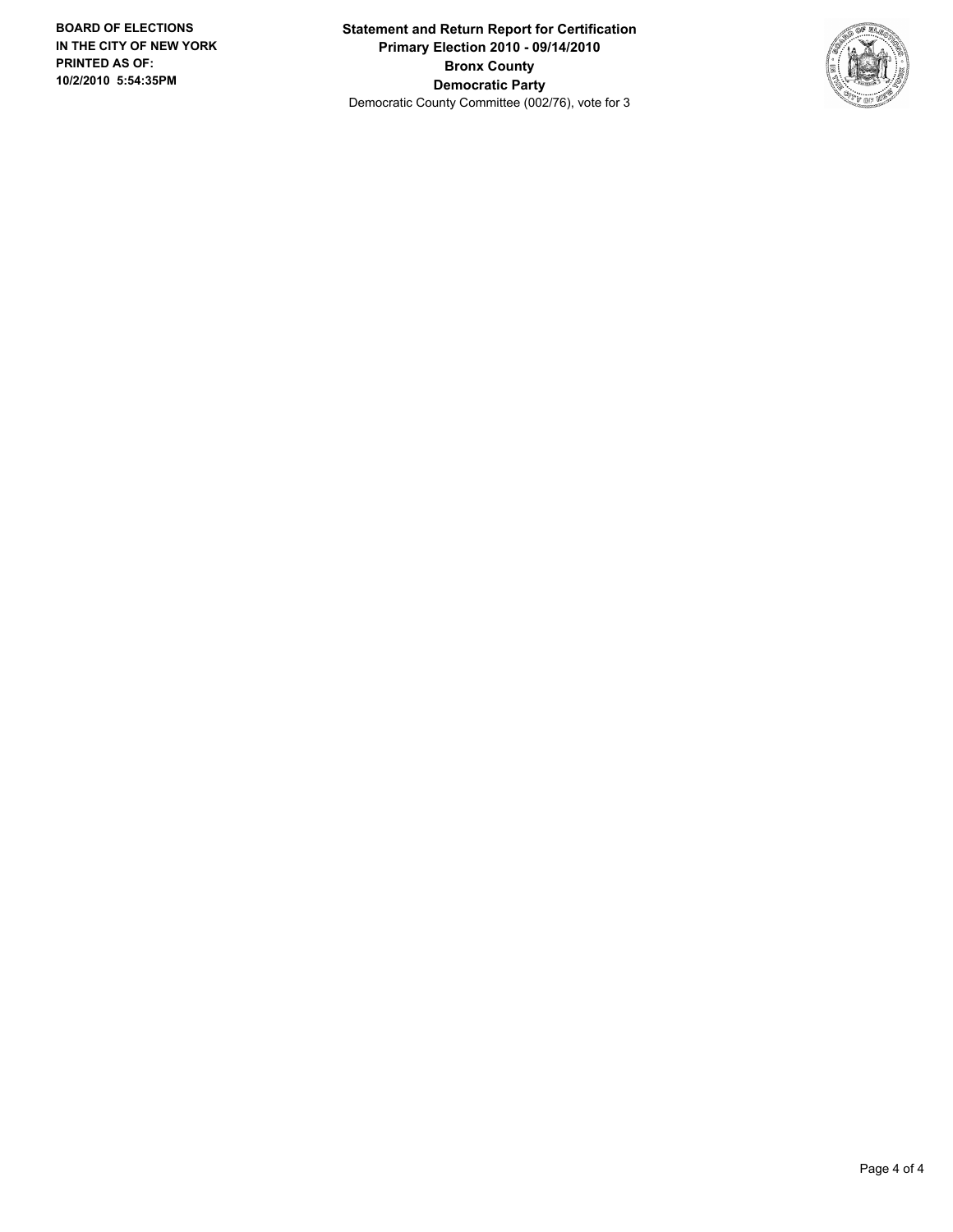**BOARD OF ELECTIONS**
**IN THE CITY OF NEW YORK**
**PRINTED AS OF:**
**10/2/2010 5:54:35PM**

**Statement and Return Report for Certification**
**Primary Election 2010 - 09/14/2010**
**Bronx County**
**Democratic Party**
Democratic County Committee (002/76), vote for 3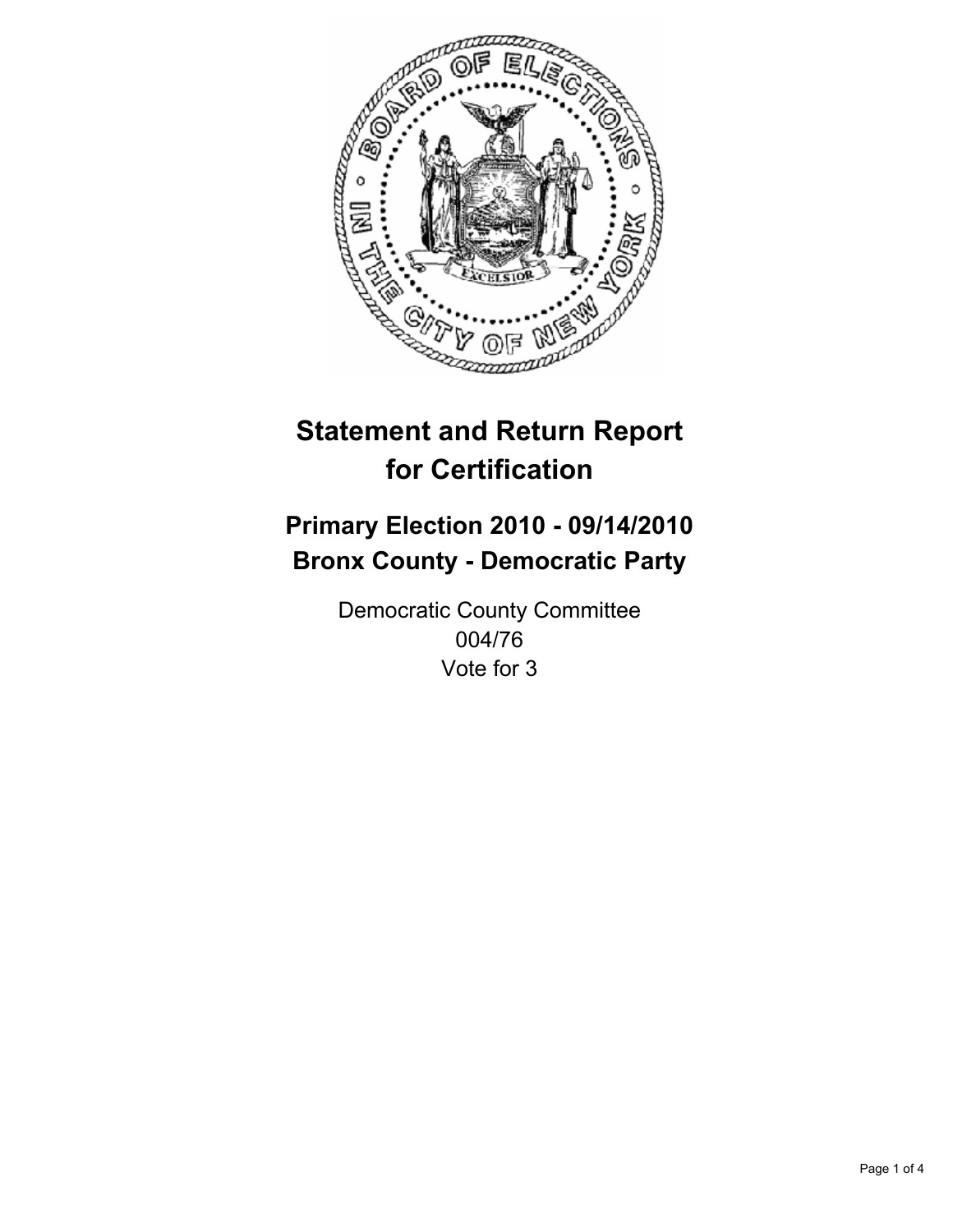# Statement and Return Report for Certification

## Primary Election 2010 - 09/14/2010
## Bronx County - Democratic Party

Democratic County Committee
004/76
Vote for 3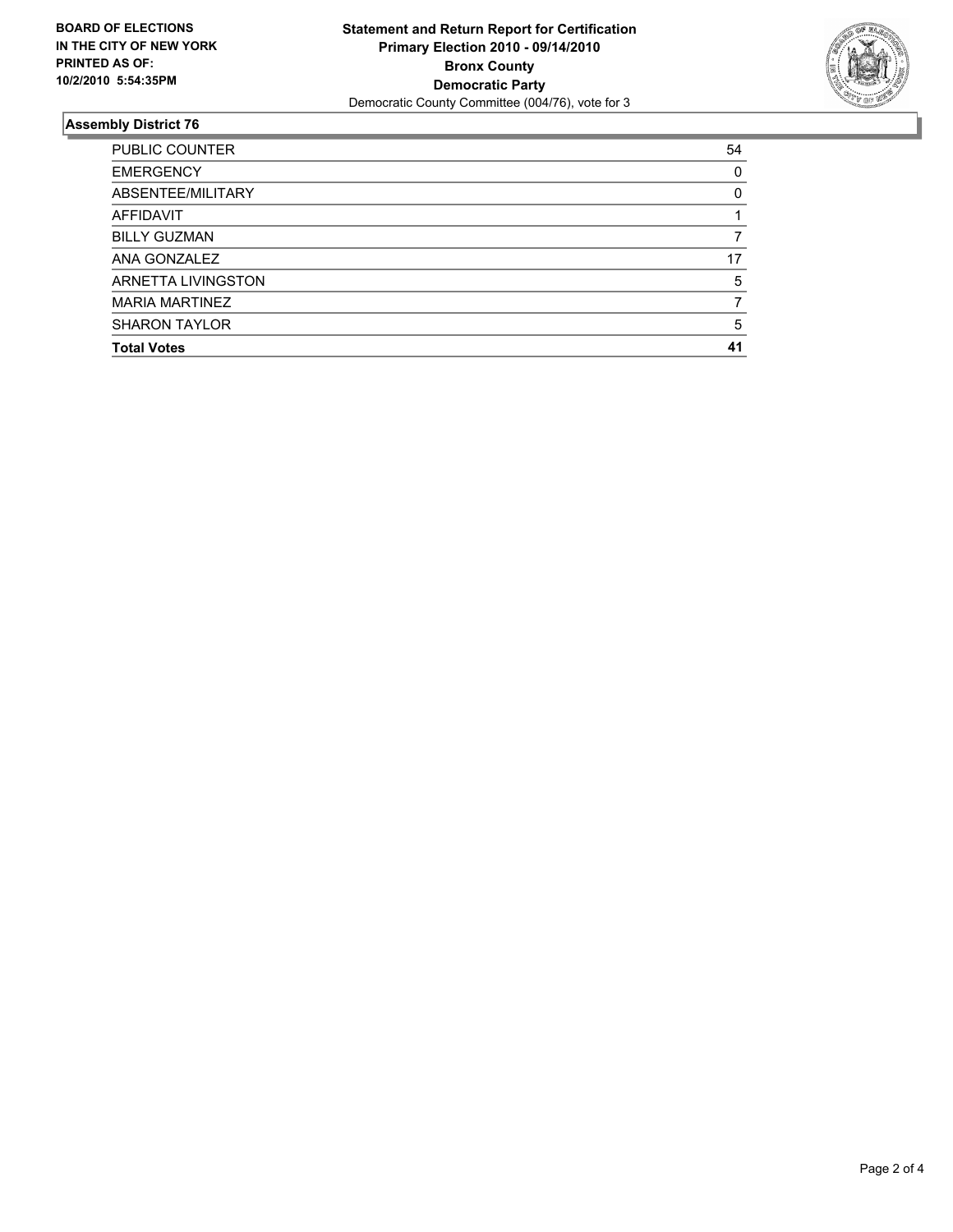**BOARD OF ELECTIONS IN THE CITY OF NEW YORK PRINTED AS OF: 10/2/2010 5:54:35PM**

**Statement and Return Report for Certification**
**Primary Election 2010 - 09/14/2010**
**Bronx County**
**Democratic Party**
Democratic County Committee (004/76), vote for 3

## Assembly District 76

| | |
|---|---|
| PUBLIC COUNTER | 54 |
| EMERGENCY | 0 |
| ABSENTEE/MILITARY | 0 |
| AFFIDAVIT | 1 |
| BILLY GUZMAN | 7 |
| ANA GONZALEZ | 17 |
| ARNETTA LIVINGSTON | 5 |
| MARIA MARTINEZ | 7 |
| SHARON TAYLOR | 5 |
| **Total Votes** | **41** |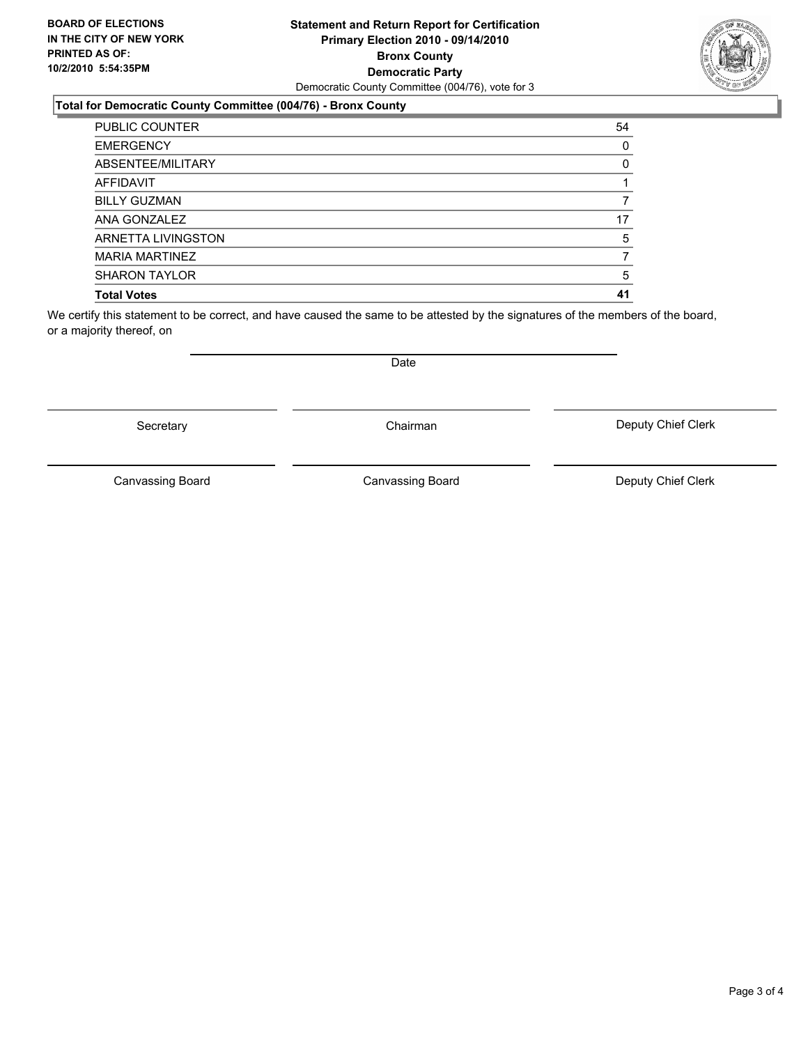**BOARD OF ELECTIONS IN THE CITY OF NEW YORK PRINTED AS OF: 10/2/2010 5:54:35PM**

**Statement and Return Report for Certification**
**Primary Election 2010 - 09/14/2010**
**Bronx County**
**Democratic Party**
Democratic County Committee (004/76), vote for 3

### Total for Democratic County Committee (004/76) - Bronx County

| | |
|---|---|
| PUBLIC COUNTER | 54 |
| EMERGENCY | 0 |
| ABSENTEE/MILITARY | 0 |
| AFFIDAVIT | 1 |
| BILLY GUZMAN | 7 |
| ANA GONZALEZ | 17 |
| ARNETTA LIVINGSTON | 5 |
| MARIA MARTINEZ | 7 |
| SHARON TAYLOR | 5 |
| **Total Votes** | **41** |

We certify this statement to be correct, and have caused the same to be attested by the signatures of the members of the board, or a majority thereof, on

Date

| | | |
|---|---|---|
| Secretary | Chairman | Deputy Chief Clerk |
| Canvassing Board | Canvassing Board | Deputy Chief Clerk |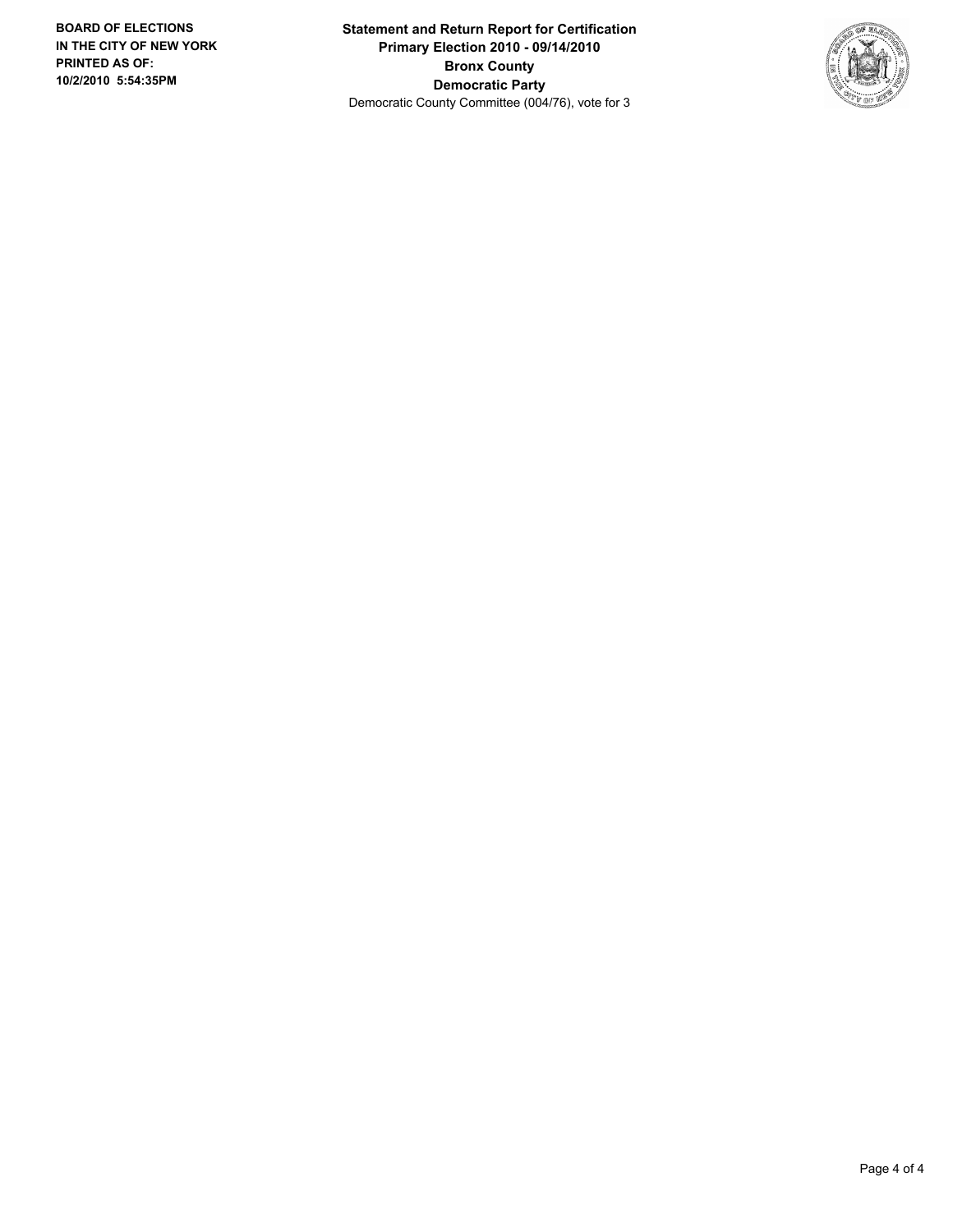**Statement and Return Report for Certification**
**Primary Election 2010 - 09/14/2010**
**Bronx County**
**Democratic Party**
Democratic County Committee (004/76), vote for 3

**BOARD OF ELECTIONS IN THE CITY OF NEW YORK PRINTED AS OF: 10/2/2010 5:54:35PM**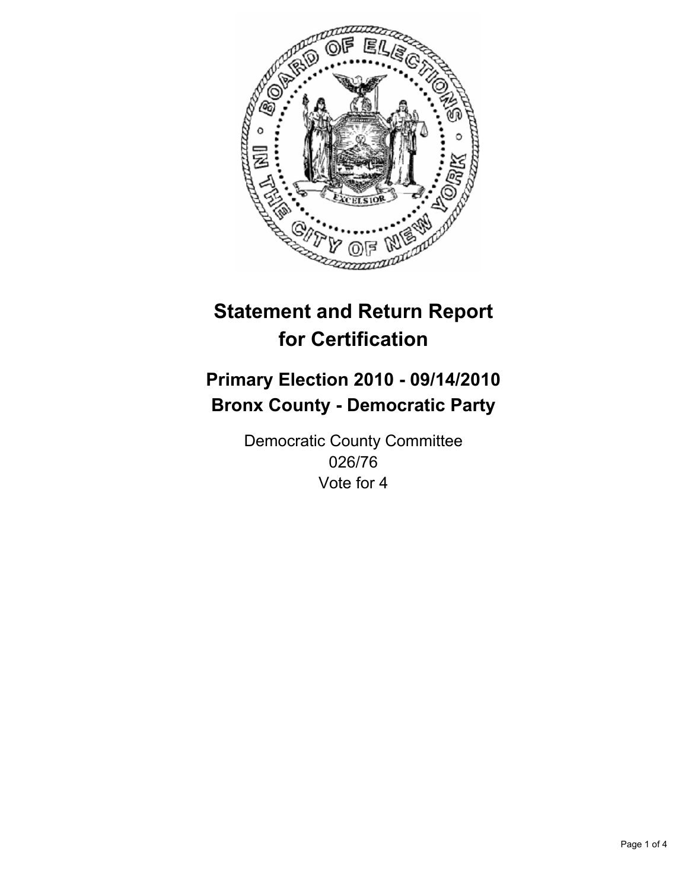# Statement and Return Report for Certification

## Primary Election 2010 - 09/14/2010
## Bronx County - Democratic Party

Democratic County Committee
026/76
Vote for 4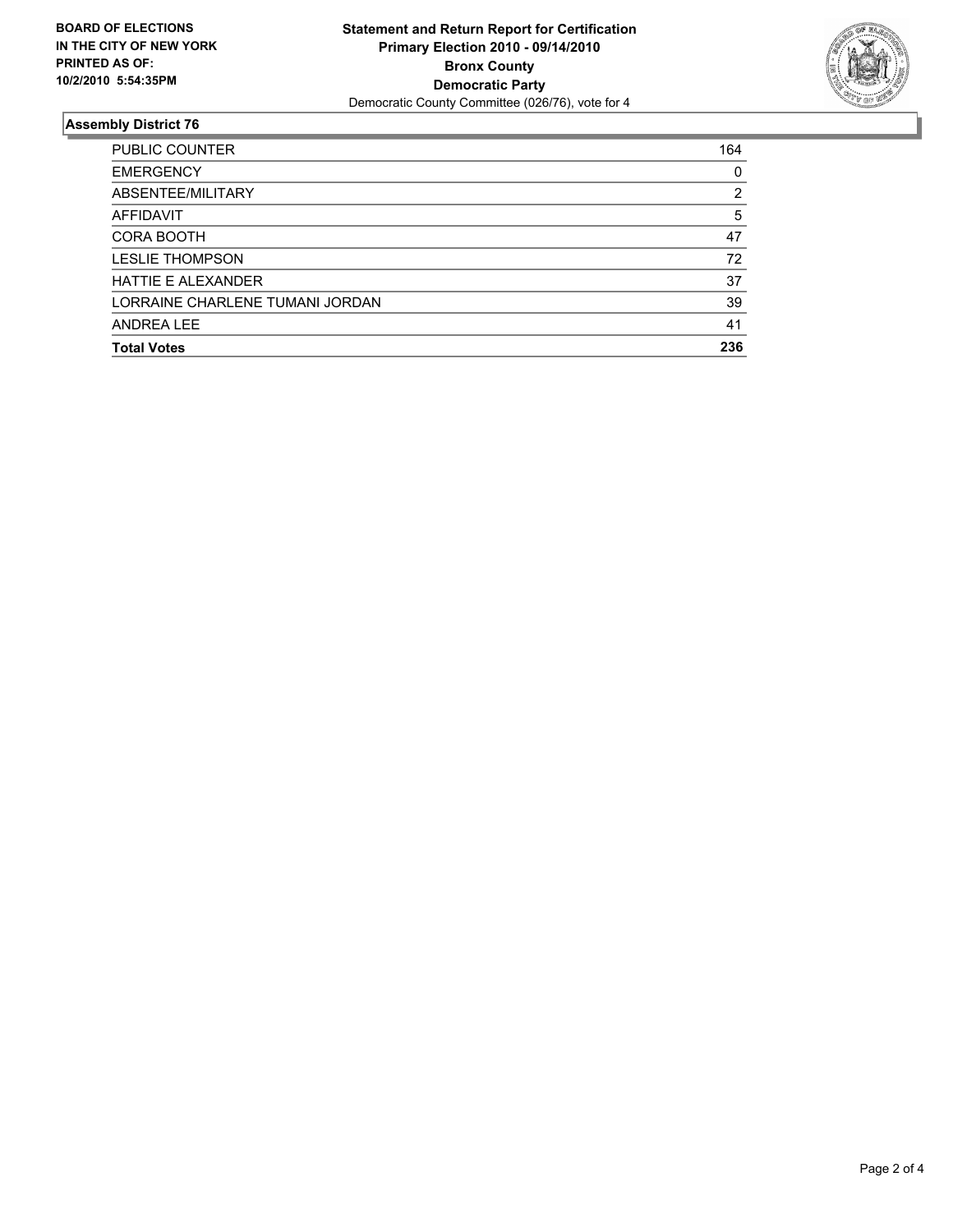**BOARD OF ELECTIONS IN THE CITY OF NEW YORK PRINTED AS OF: 10/2/2010 5:54:35PM**

**Statement and Return Report for Certification**
**Primary Election 2010 - 09/14/2010**
**Bronx County**
**Democratic Party**
Democratic County Committee (026/76), vote for 4

## Assembly District 76

| | |
|---|---|
| PUBLIC COUNTER | 164 |
| EMERGENCY | 0 |
| ABSENTEE/MILITARY | 2 |
| AFFIDAVIT | 5 |
| CORA BOOTH | 47 |
| LESLIE THOMPSON | 72 |
| HATTIE E ALEXANDER | 37 |
| LORRAINE CHARLENE TUMANI JORDAN | 39 |
| ANDREA LEE | 41 |
| **Total Votes** | **236** |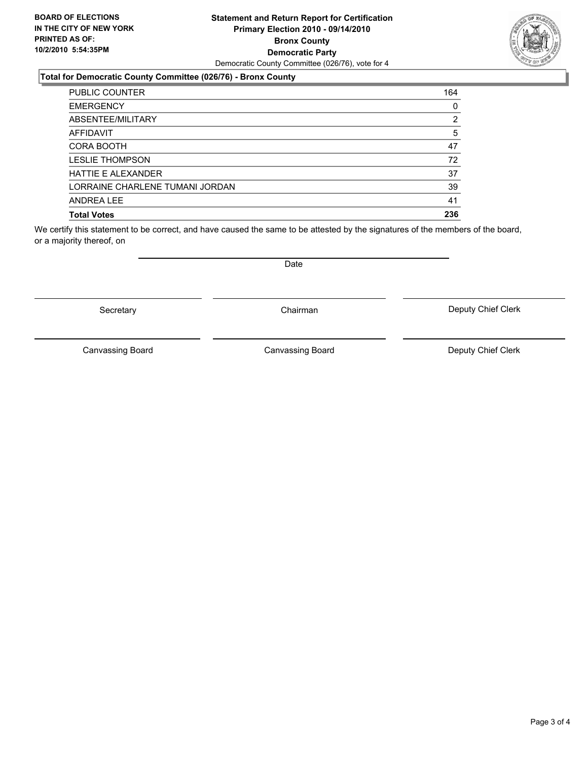**BOARD OF ELECTIONS IN THE CITY OF NEW YORK PRINTED AS OF: 10/2/2010 5:54:35PM**

**Statement and Return Report for Certification**
**Primary Election 2010 - 09/14/2010**
**Bronx County**
**Democratic Party**
Democratic County Committee (026/76), vote for 4

### Total for Democratic County Committee (026/76) - Bronx County

| | |
|---|---|
| PUBLIC COUNTER | 164 |
| EMERGENCY | 0 |
| ABSENTEE/MILITARY | 2 |
| AFFIDAVIT | 5 |
| CORA BOOTH | 47 |
| LESLIE THOMPSON | 72 |
| HATTIE E ALEXANDER | 37 |
| LORRAINE CHARLENE TUMANI JORDAN | 39 |
| ANDREA LEE | 41 |
| **Total Votes** | **236** |

We certify this statement to be correct, and have caused the same to be attested by the signatures of the members of the board, or a majority thereof, on

Date

Secretary | Chairman | Deputy Chief Clerk

Canvassing Board | Canvassing Board | Deputy Chief Clerk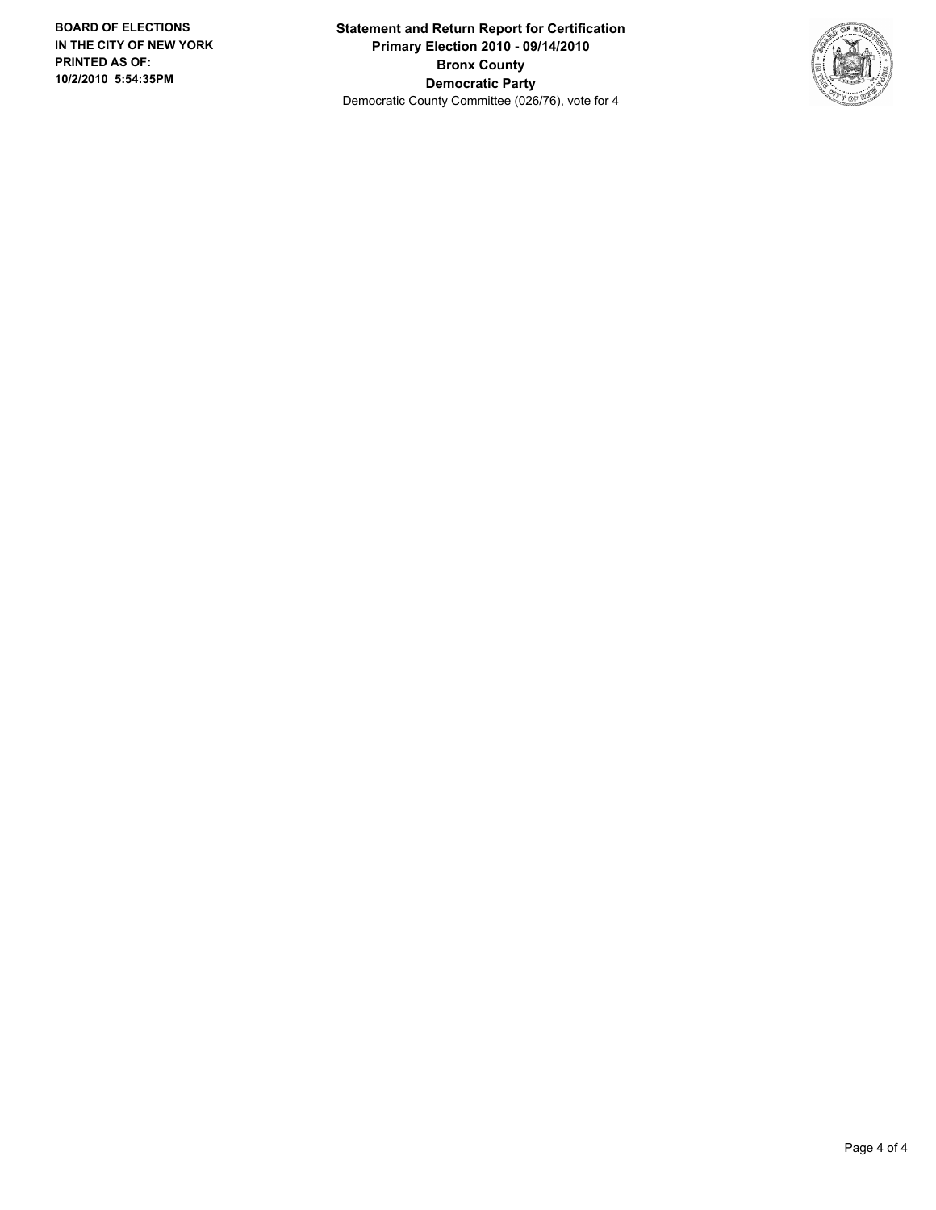**BOARD OF ELECTIONS IN THE CITY OF NEW YORK**
**PRINTED AS OF:**
**10/2/2010 5:54:35PM**

**Statement and Return Report for Certification**
**Primary Election 2010 - 09/14/2010**
**Bronx County**
**Democratic Party**
Democratic County Committee (026/76), vote for 4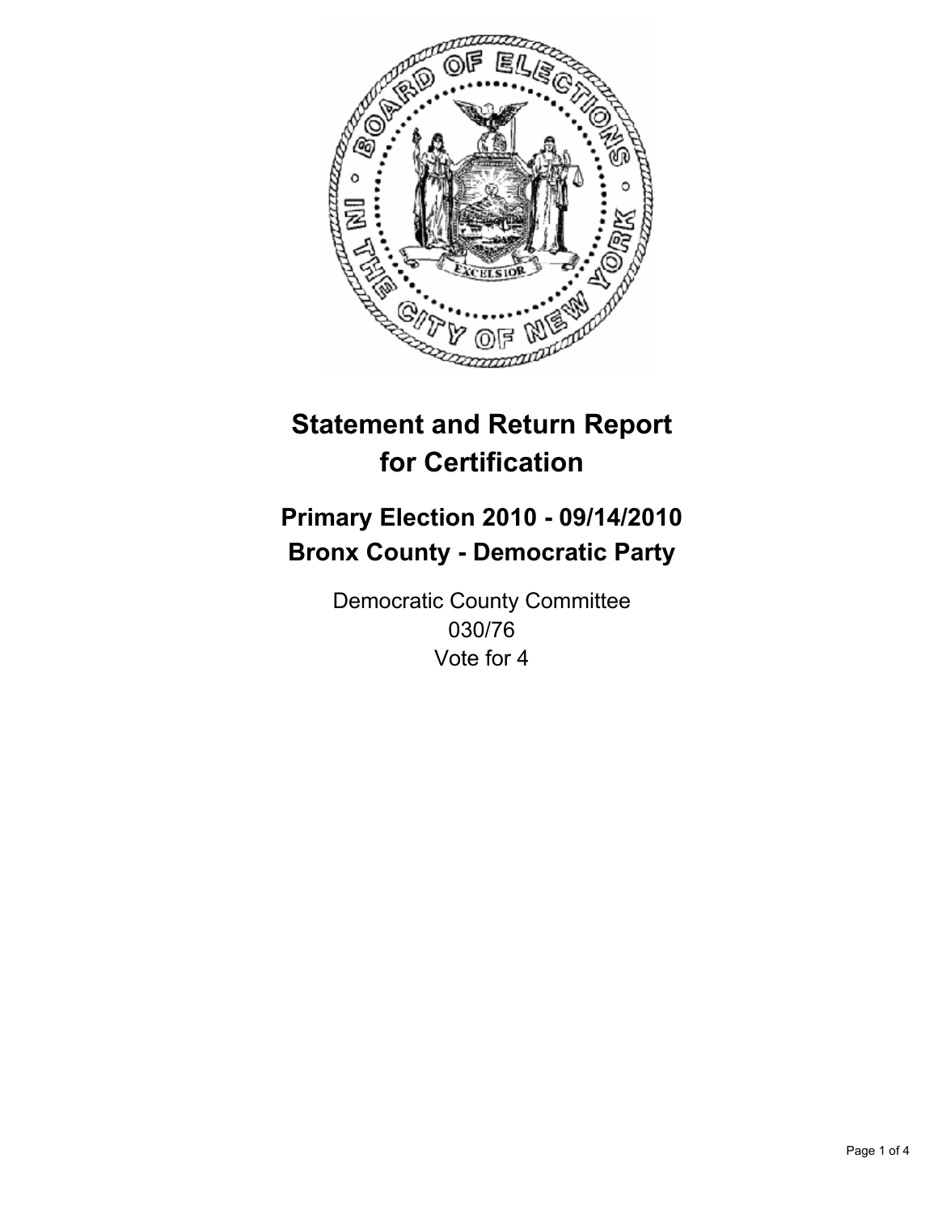# Statement and Return Report for Certification

## Primary Election 2010 - 09/14/2010
## Bronx County - Democratic Party

Democratic County Committee
030/76
Vote for 4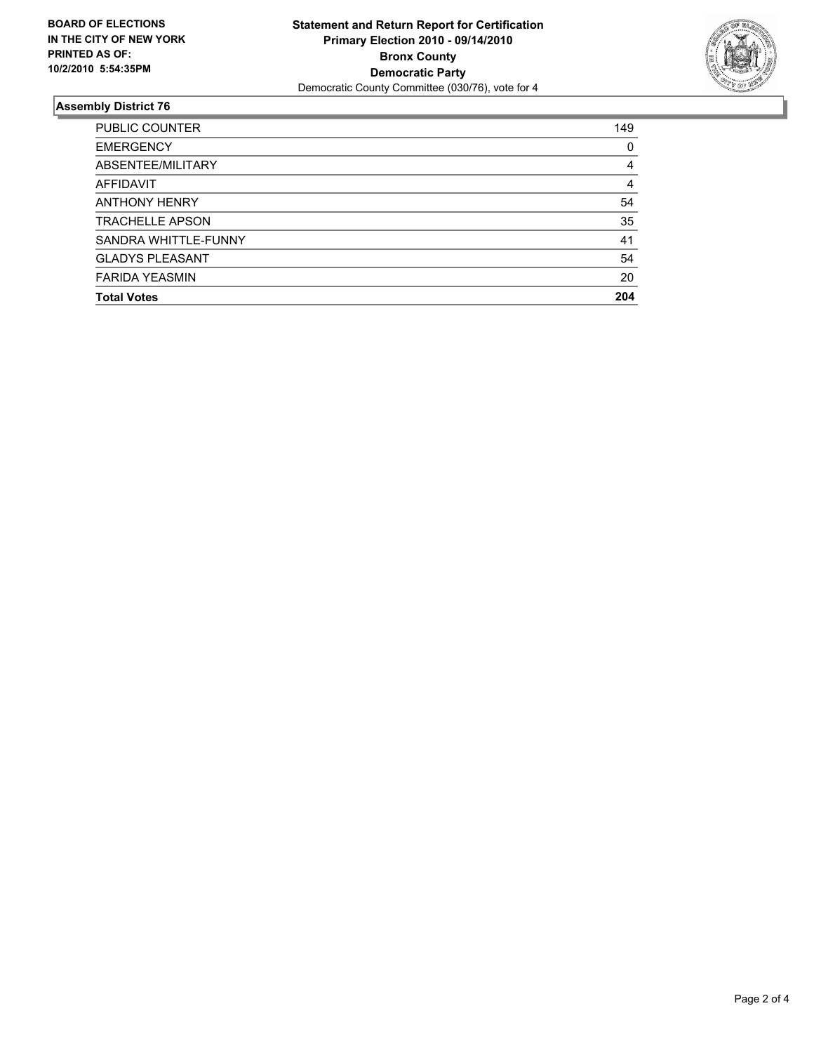**BOARD OF ELECTIONS IN THE CITY OF NEW YORK PRINTED AS OF: 10/2/2010 5:54:35PM**

**Statement and Return Report for Certification**
**Primary Election 2010 - 09/14/2010**
**Bronx County**
**Democratic Party**
Democratic County Committee (030/76), vote for 4

## Assembly District 76

| | |
|---|---|
| PUBLIC COUNTER | 149 |
| EMERGENCY | 0 |
| ABSENTEE/MILITARY | 4 |
| AFFIDAVIT | 4 |
| ANTHONY HENRY | 54 |
| TRACHELLE APSON | 35 |
| SANDRA WHITTLE-FUNNY | 41 |
| GLADYS PLEASANT | 54 |
| FARIDA YEASMIN | 20 |
| **Total Votes** | **204** |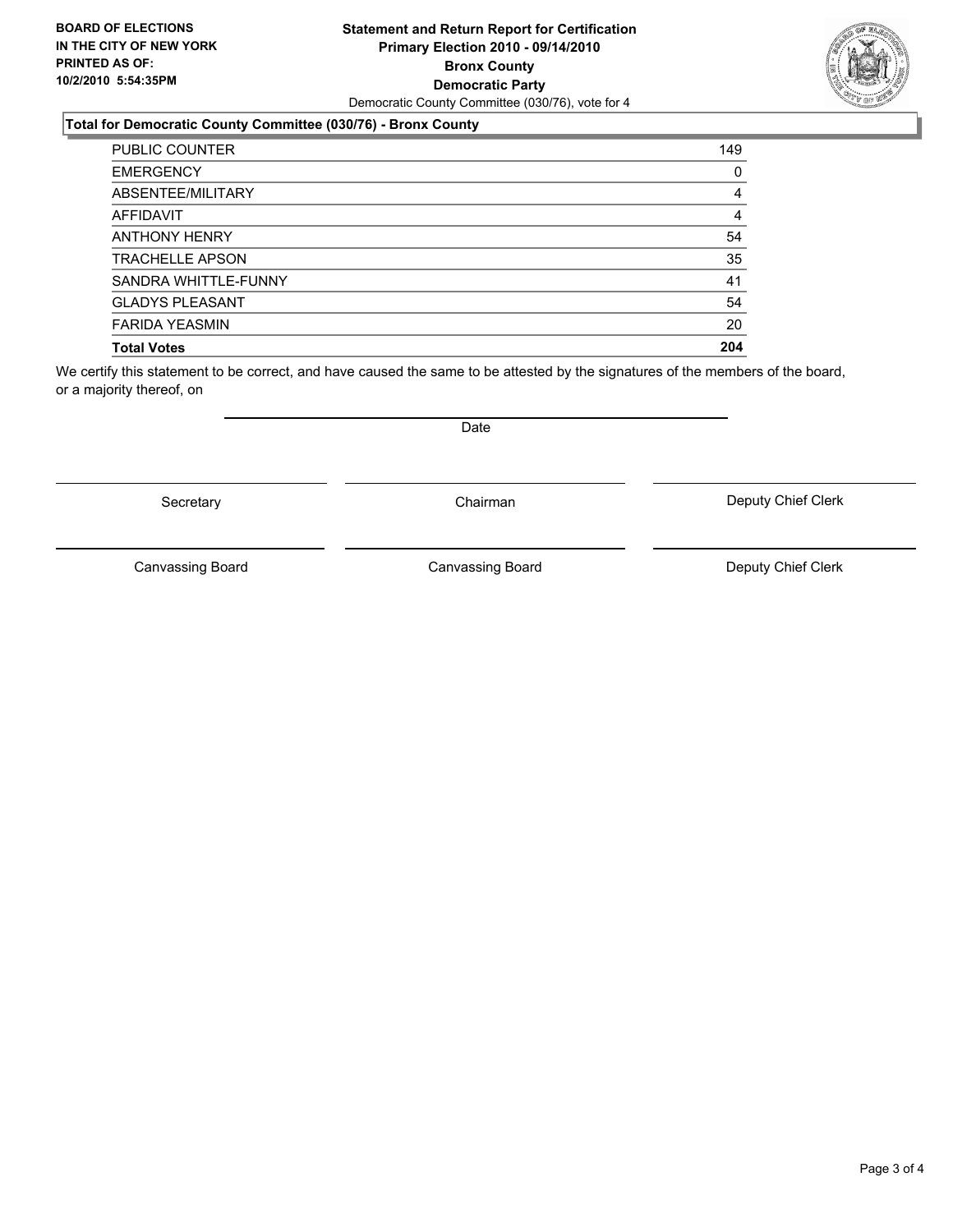**BOARD OF ELECTIONS IN THE CITY OF NEW YORK PRINTED AS OF: 10/2/2010 5:54:35PM**

**Statement and Return Report for Certification**
**Primary Election 2010 - 09/14/2010**
**Bronx County**
**Democratic Party**
Democratic County Committee (030/76), vote for 4

### Total for Democratic County Committee (030/76) - Bronx County

| | |
|---|---|
| PUBLIC COUNTER | 149 |
| EMERGENCY | 0 |
| ABSENTEE/MILITARY | 4 |
| AFFIDAVIT | 4 |
| ANTHONY HENRY | 54 |
| TRACHELLE APSON | 35 |
| SANDRA WHITTLE-FUNNY | 41 |
| GLADYS PLEASANT | 54 |
| FARIDA YEASMIN | 20 |
| **Total Votes** | **204** |

We certify this statement to be correct, and have caused the same to be attested by the signatures of the members of the board, or a majority thereof, on

Date

Secretary　　Chairman　　Deputy Chief Clerk

Canvassing Board　　Canvassing Board　　Deputy Chief Clerk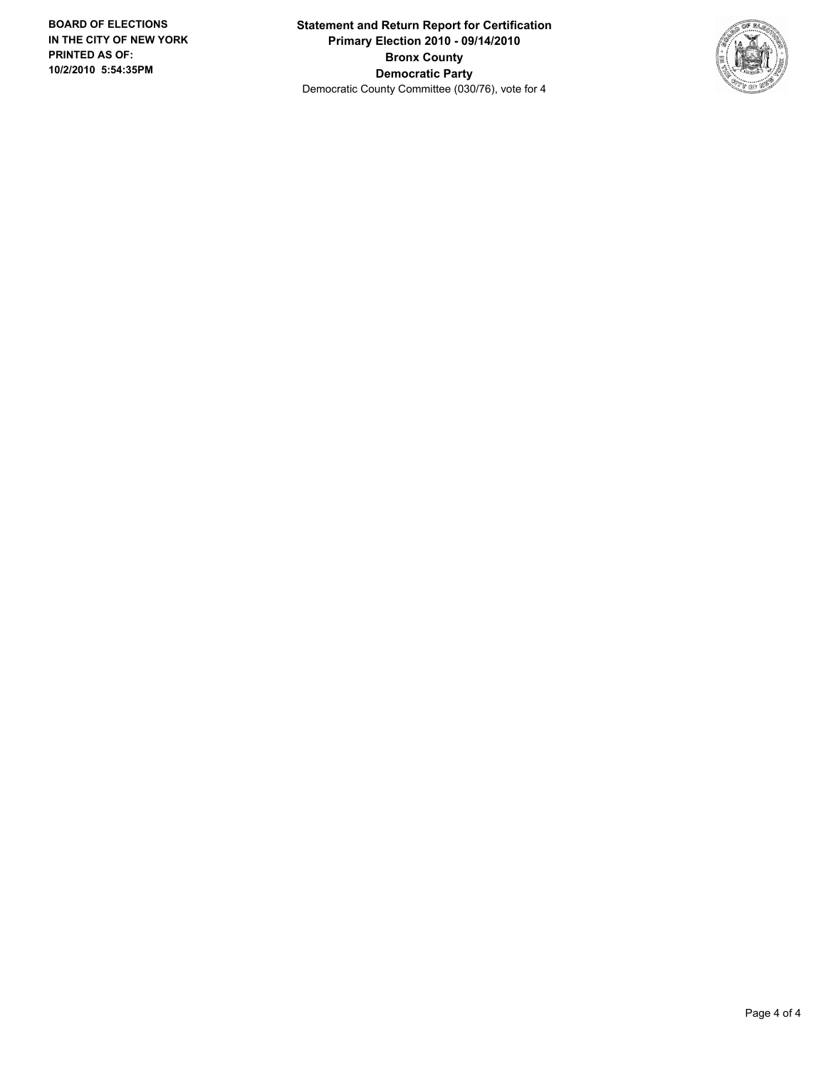**BOARD OF ELECTIONS IN THE CITY OF NEW YORK PRINTED AS OF: 10/2/2010 5:54:35PM**

**Statement and Return Report for Certification**
**Primary Election 2010 - 09/14/2010**
**Bronx County**
**Democratic Party**
Democratic County Committee (030/76), vote for 4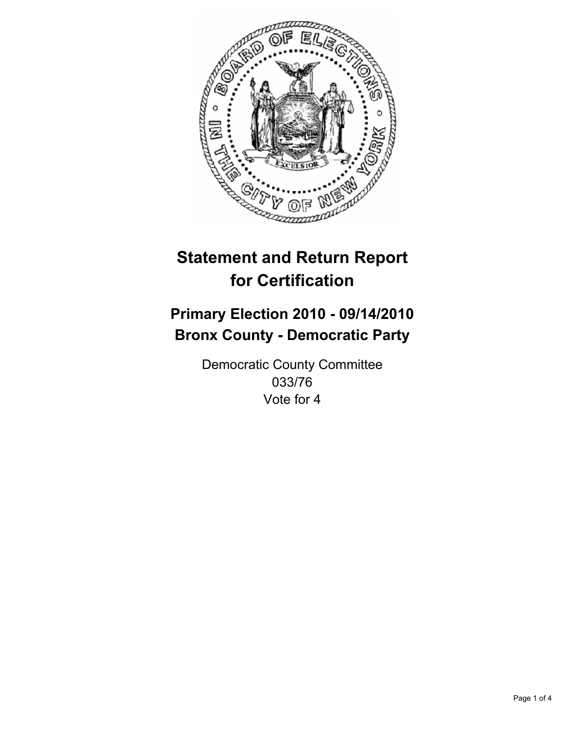# Statement and Return Report for Certification

## Primary Election 2010 - 09/14/2010
## Bronx County - Democratic Party

Democratic County Committee
033/76
Vote for 4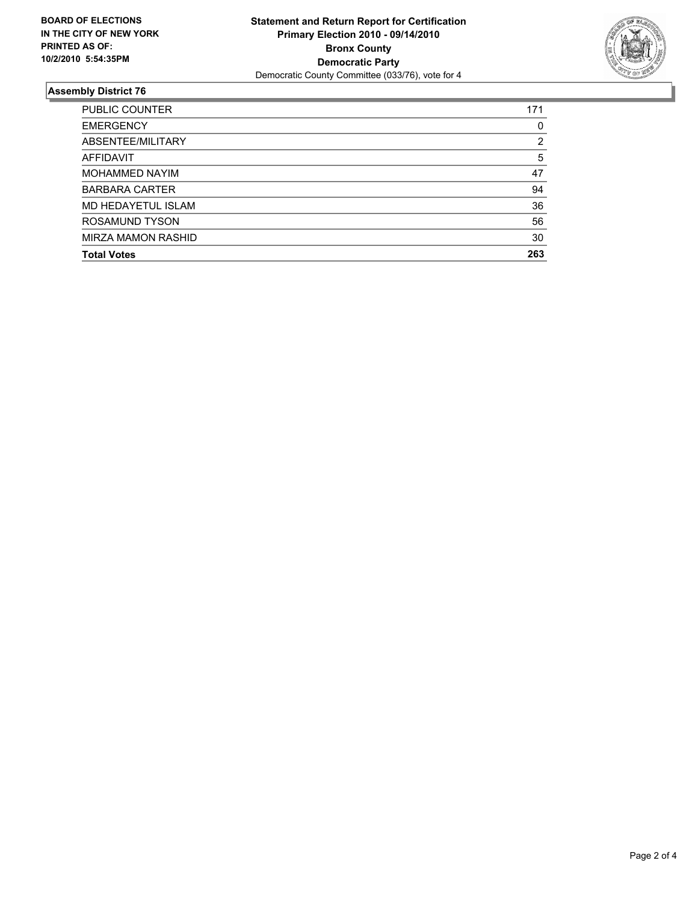**BOARD OF ELECTIONS IN THE CITY OF NEW YORK PRINTED AS OF: 10/2/2010 5:54:35PM**

**Statement and Return Report for Certification**
**Primary Election 2010 - 09/14/2010**
**Bronx County**
**Democratic Party**
Democratic County Committee (033/76), vote for 4

## Assembly District 76

| | |
|---|---|
| PUBLIC COUNTER | 171 |
| EMERGENCY | 0 |
| ABSENTEE/MILITARY | 2 |
| AFFIDAVIT | 5 |
| MOHAMMED NAYIM | 47 |
| BARBARA CARTER | 94 |
| MD HEDAYETUL ISLAM | 36 |
| ROSAMUND TYSON | 56 |
| MIRZA MAMON RASHID | 30 |
| **Total Votes** | **263** |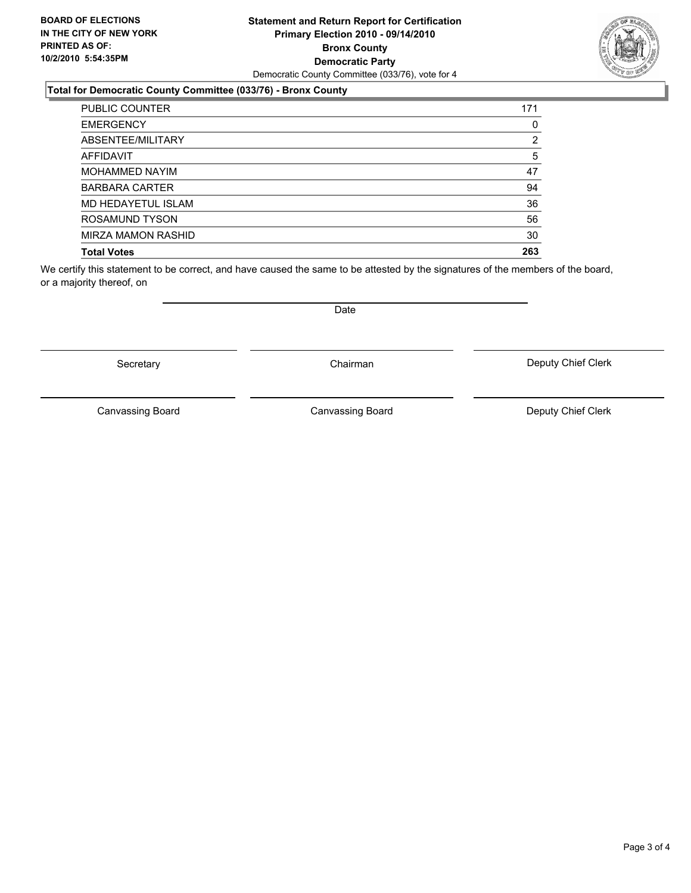**BOARD OF ELECTIONS IN THE CITY OF NEW YORK PRINTED AS OF: 10/2/2010 5:54:35PM**

**Statement and Return Report for Certification**
**Primary Election 2010 - 09/14/2010**
**Bronx County**
**Democratic Party**
Democratic County Committee (033/76), vote for 4

### Total for Democratic County Committee (033/76) - Bronx County

| | |
|---|---|
| PUBLIC COUNTER | 171 |
| EMERGENCY | 0 |
| ABSENTEE/MILITARY | 2 |
| AFFIDAVIT | 5 |
| MOHAMMED NAYIM | 47 |
| BARBARA CARTER | 94 |
| MD HEDAYETUL ISLAM | 36 |
| ROSAMUND TYSON | 56 |
| MIRZA MAMON RASHID | 30 |
| **Total Votes** | **263** |

We certify this statement to be correct, and have caused the same to be attested by the signatures of the members of the board, or a majority thereof, on

Date

Secretary | Chairman | Deputy Chief Clerk

Canvassing Board | Canvassing Board | Deputy Chief Clerk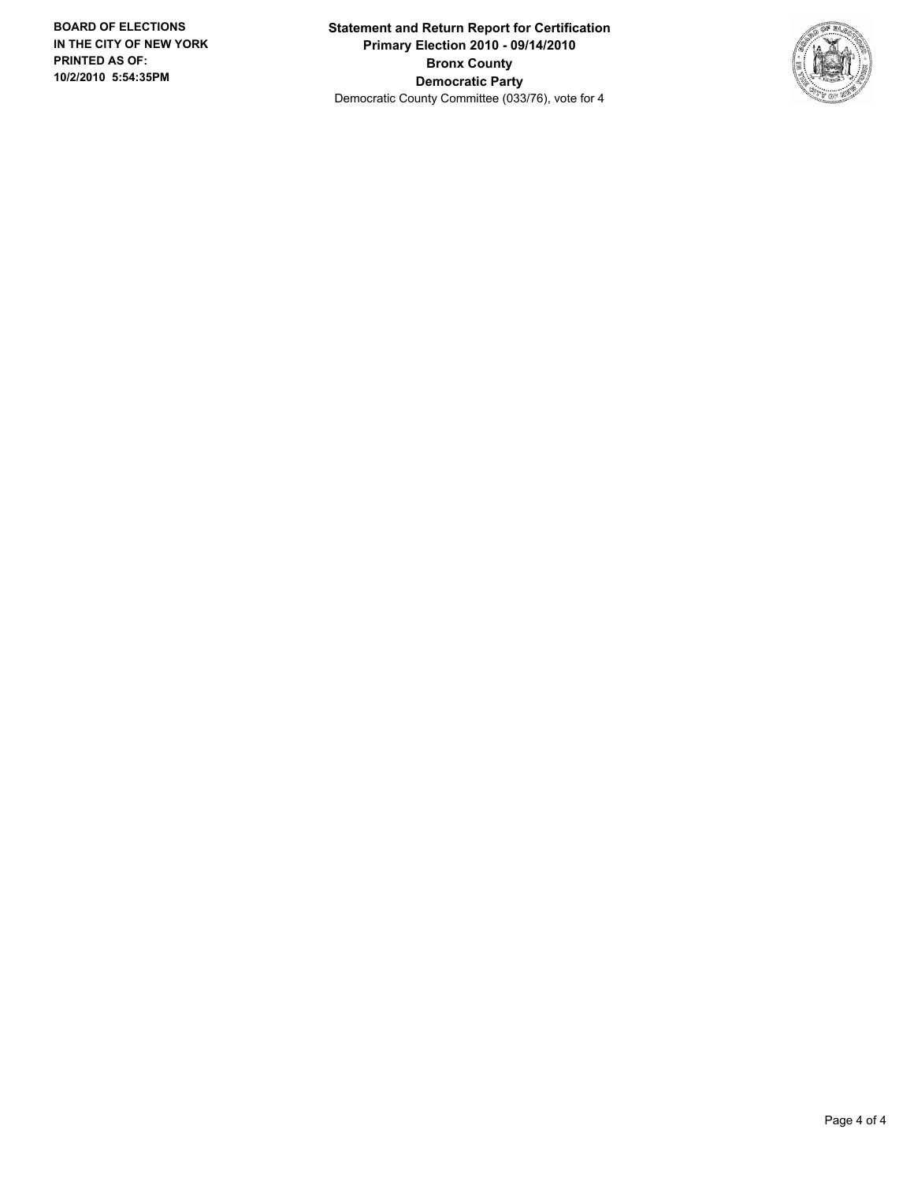**Statement and Return Report for Certification**
**Primary Election 2010 - 09/14/2010**
**Bronx County**
**Democratic Party**
Democratic County Committee (033/76), vote for 4

**BOARD OF ELECTIONS IN THE CITY OF NEW YORK**
**PRINTED AS OF:**
**10/2/2010 5:54:35PM**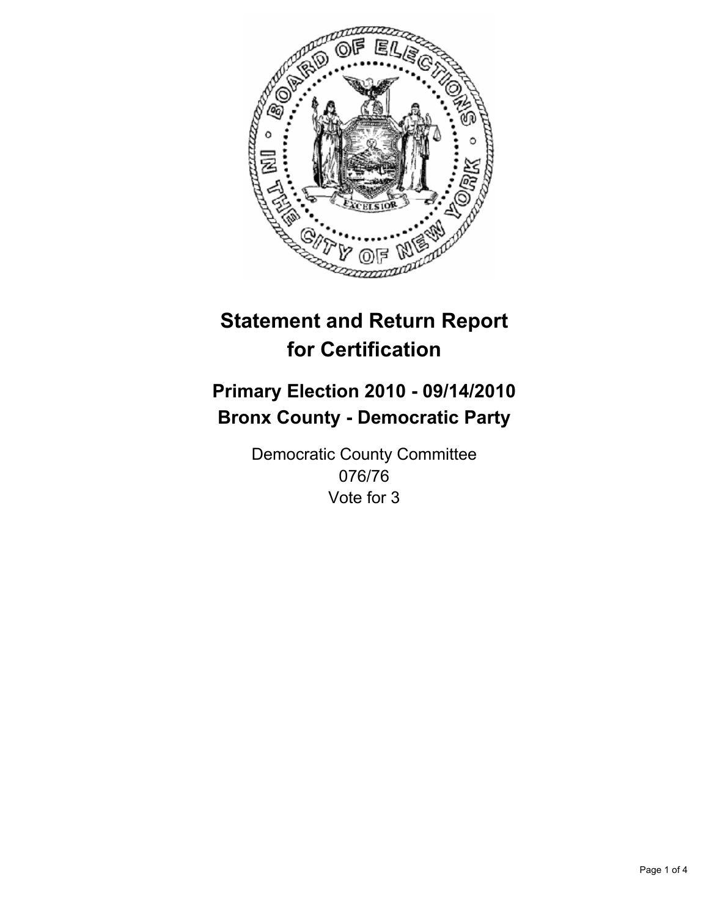# Statement and Return Report for Certification

## Primary Election 2010 - 09/14/2010
## Bronx County - Democratic Party

Democratic County Committee
076/76
Vote for 3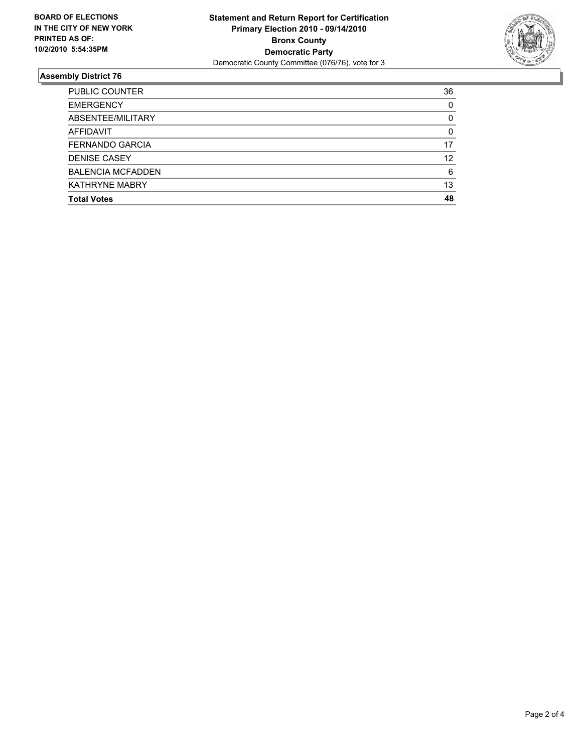**BOARD OF ELECTIONS IN THE CITY OF NEW YORK PRINTED AS OF: 10/2/2010 5:54:35PM**

**Statement and Return Report for Certification**
**Primary Election 2010 - 09/14/2010**
**Bronx County**
**Democratic Party**
Democratic County Committee (076/76), vote for 3

## Assembly District 76

| | |
|---|---|
| PUBLIC COUNTER | 36 |
| EMERGENCY | 0 |
| ABSENTEE/MILITARY | 0 |
| AFFIDAVIT | 0 |
| FERNANDO GARCIA | 17 |
| DENISE CASEY | 12 |
| BALENCIA MCFADDEN | 6 |
| KATHRYNE MABRY | 13 |
| **Total Votes** | **48** |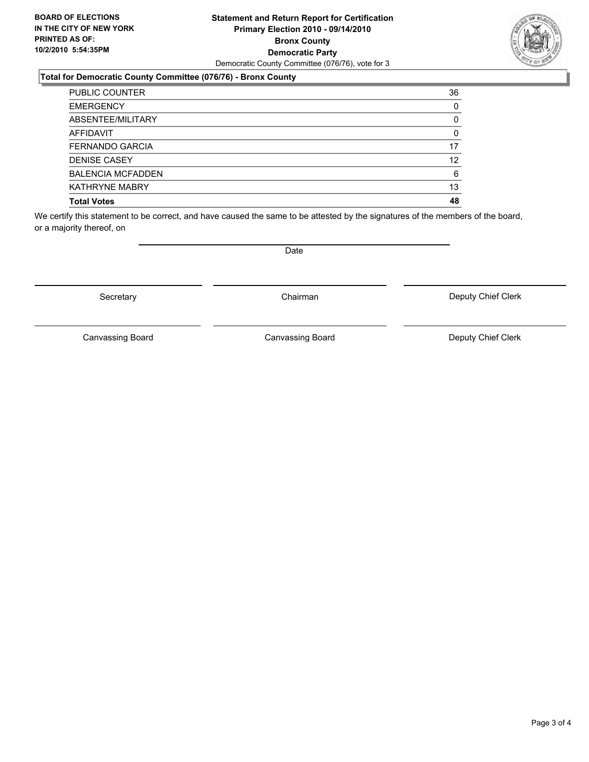**BOARD OF ELECTIONS IN THE CITY OF NEW YORK PRINTED AS OF: 10/2/2010 5:54:35PM**

**Statement and Return Report for Certification**
**Primary Election 2010 - 09/14/2010**
**Bronx County**
**Democratic Party**
Democratic County Committee (076/76), vote for 3

### Total for Democratic County Committee (076/76) - Bronx County

| | |
|---|---|
| PUBLIC COUNTER | 36 |
| EMERGENCY | 0 |
| ABSENTEE/MILITARY | 0 |
| AFFIDAVIT | 0 |
| FERNANDO GARCIA | 17 |
| DENISE CASEY | 12 |
| BALENCIA MCFADDEN | 6 |
| KATHRYNE MABRY | 13 |
| **Total Votes** | **48** |

We certify this statement to be correct, and have caused the same to be attested by the signatures of the members of the board, or a majority thereof, on

Date

Secretary | Chairman | Deputy Chief Clerk

Canvassing Board | Canvassing Board | Deputy Chief Clerk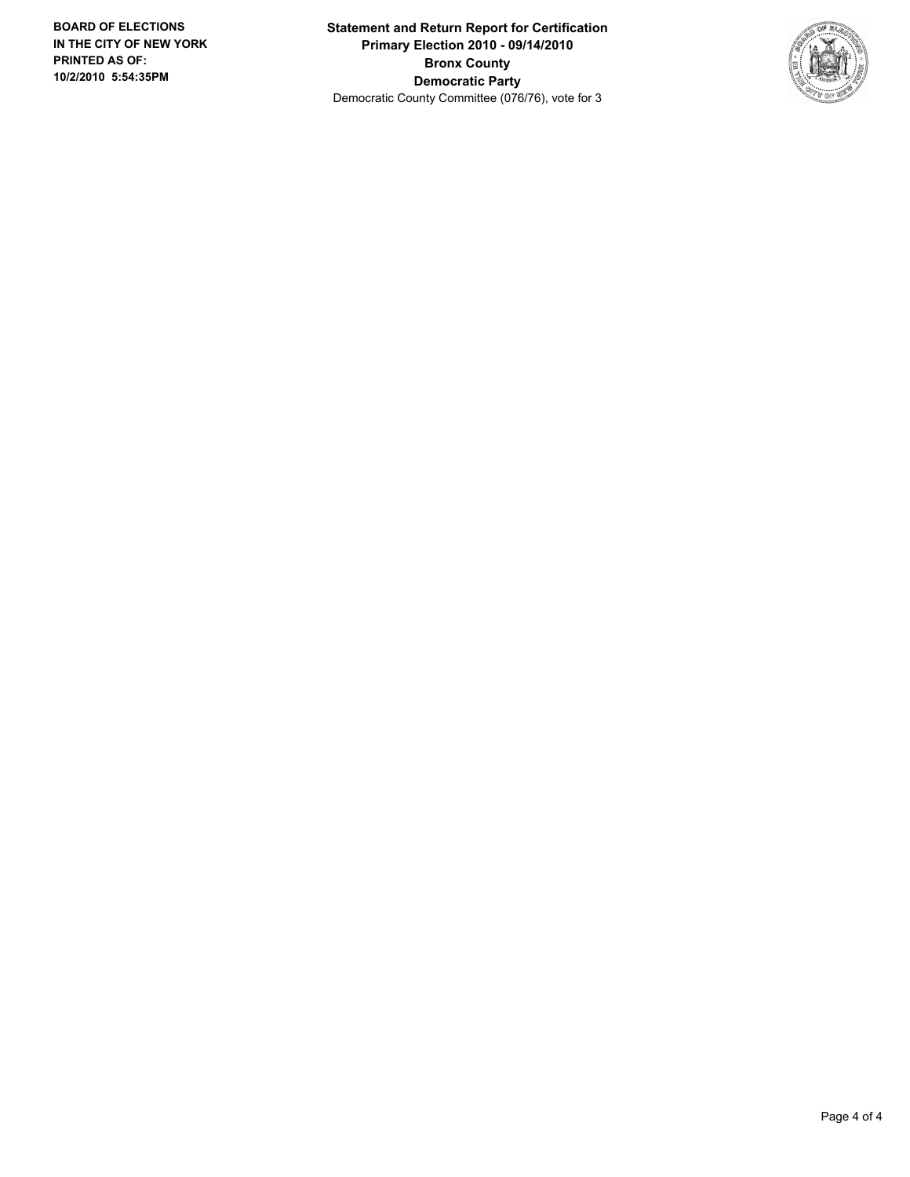**BOARD OF ELECTIONS IN THE CITY OF NEW YORK**
**PRINTED AS OF:**
**10/2/2010 5:54:35PM**

**Statement and Return Report for Certification**
**Primary Election 2010 - 09/14/2010**
**Bronx County**
**Democratic Party**
Democratic County Committee (076/76), vote for 3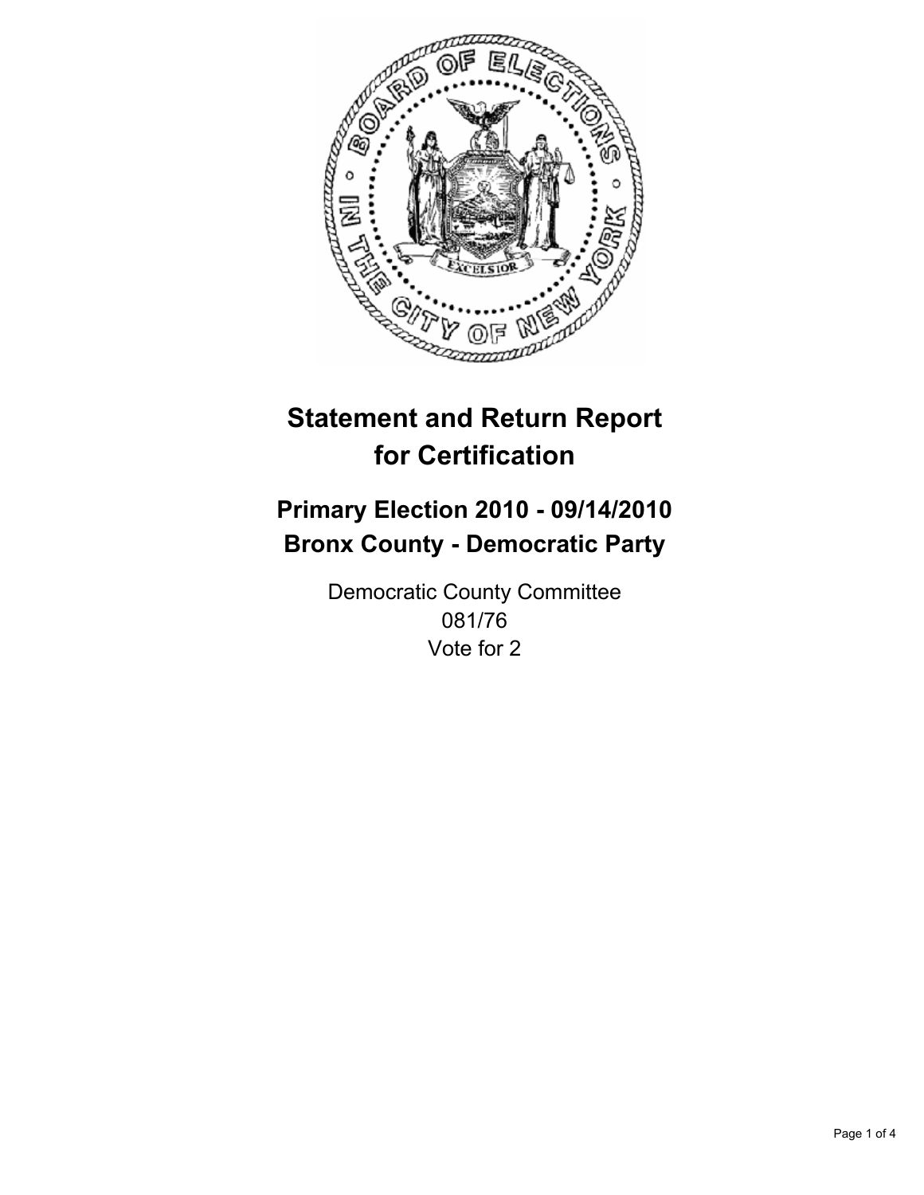# Statement and Return Report for Certification

## Primary Election 2010 - 09/14/2010
## Bronx County - Democratic Party

Democratic County Committee
081/76
Vote for 2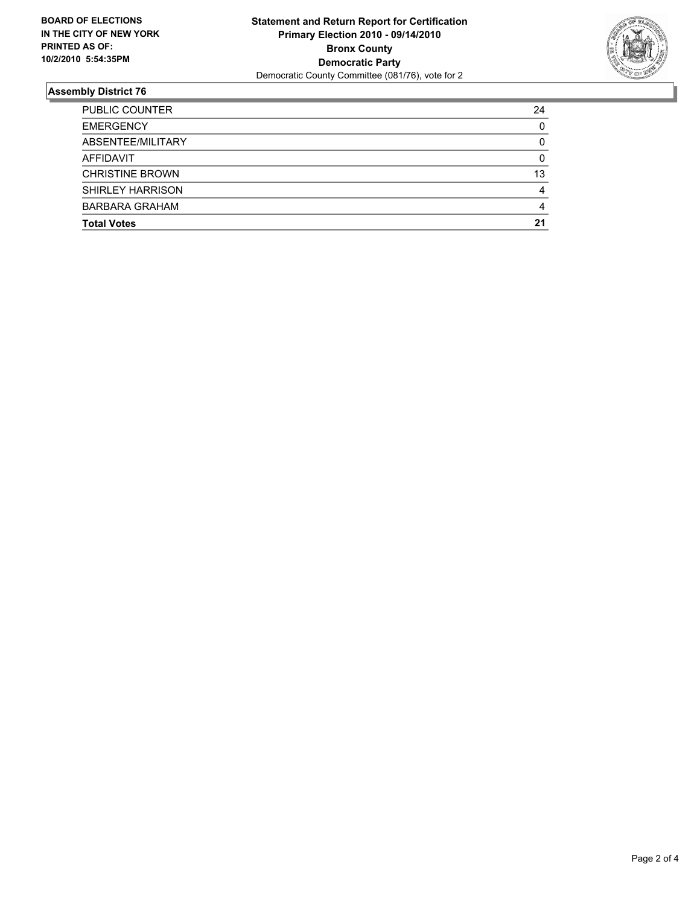**BOARD OF ELECTIONS IN THE CITY OF NEW YORK PRINTED AS OF: 10/2/2010 5:54:35PM**

**Statement and Return Report for Certification Primary Election 2010 - 09/14/2010 Bronx County Democratic Party**

Democratic County Committee (081/76), vote for 2

## Assembly District 76

| | |
|---|---|
| PUBLIC COUNTER | 24 |
| EMERGENCY | 0 |
| ABSENTEE/MILITARY | 0 |
| AFFIDAVIT | 0 |
| CHRISTINE BROWN | 13 |
| SHIRLEY HARRISON | 4 |
| BARBARA GRAHAM | 4 |
| **Total Votes** | **21** |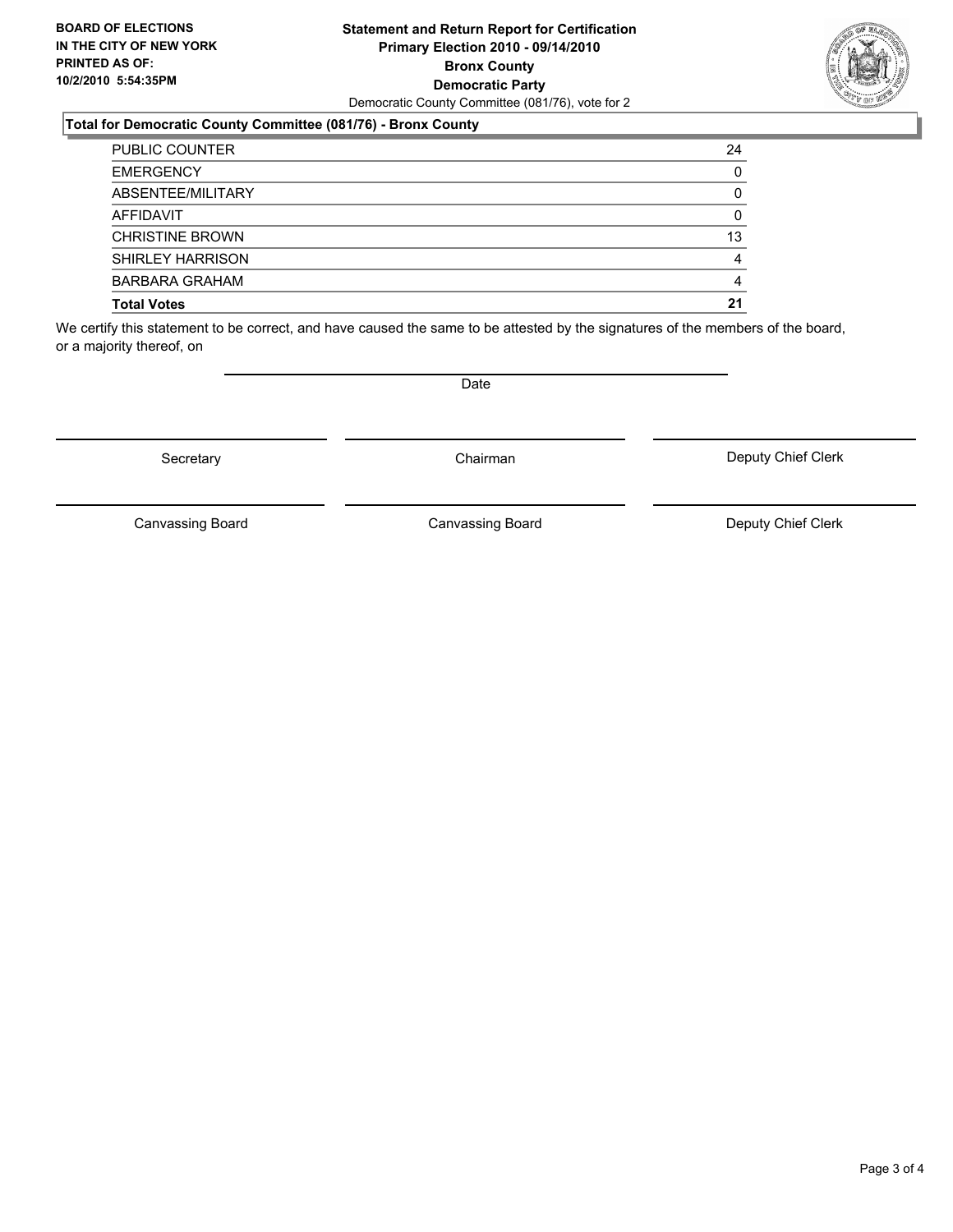**BOARD OF ELECTIONS IN THE CITY OF NEW YORK PRINTED AS OF: 10/2/2010 5:54:35PM**

**Statement and Return Report for Certification**
**Primary Election 2010 - 09/14/2010**
**Bronx County**
**Democratic Party**
Democratic County Committee (081/76), vote for 2

### Total for Democratic County Committee (081/76) - Bronx County

| | |
|---|---|
| PUBLIC COUNTER | 24 |
| EMERGENCY | 0 |
| ABSENTEE/MILITARY | 0 |
| AFFIDAVIT | 0 |
| CHRISTINE BROWN | 13 |
| SHIRLEY HARRISON | 4 |
| BARBARA GRAHAM | 4 |
| **Total Votes** | **21** |

We certify this statement to be correct, and have caused the same to be attested by the signatures of the members of the board, or a majority thereof, on

Date

| | | |
|---|---|---|
| Secretary | Chairman | Deputy Chief Clerk |
| Canvassing Board | Canvassing Board | Deputy Chief Clerk |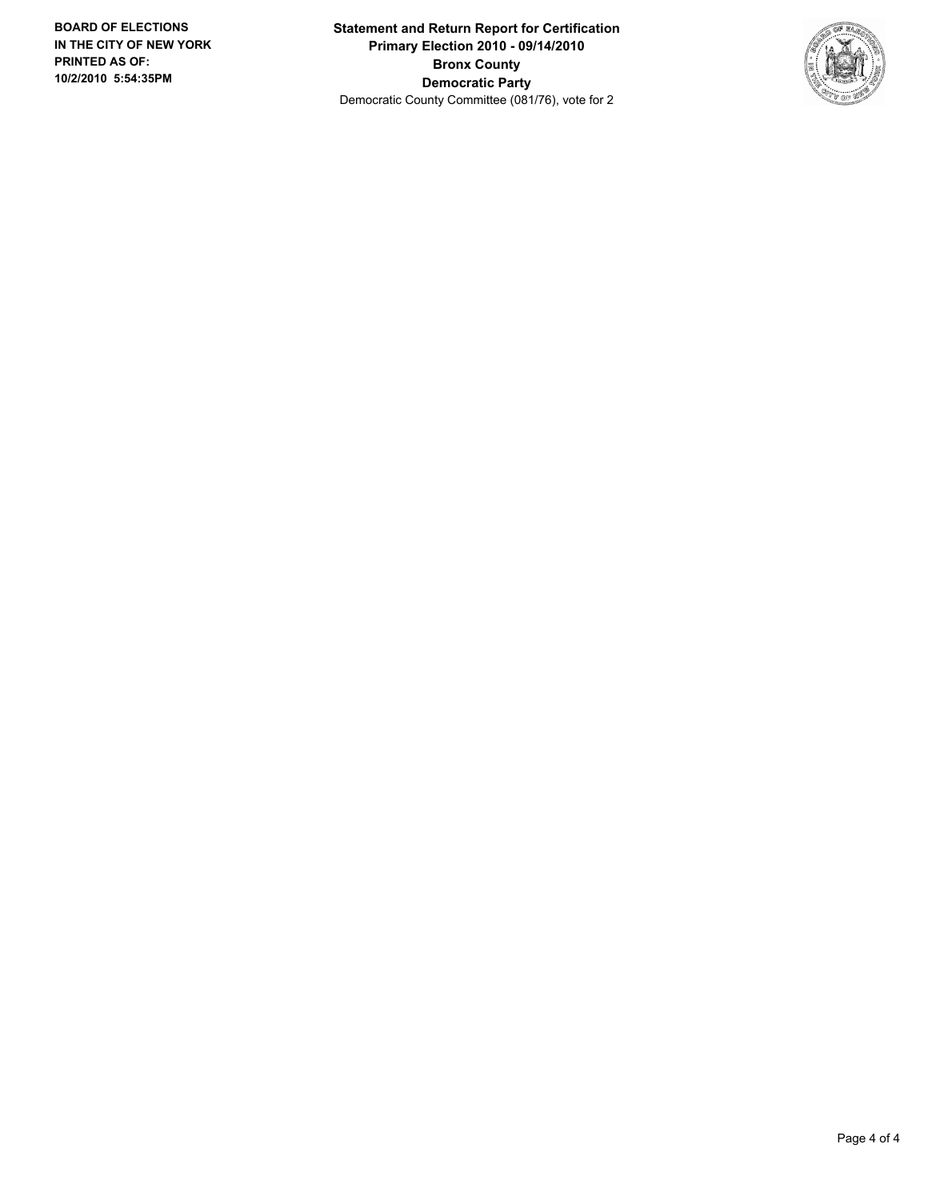**BOARD OF ELECTIONS IN THE CITY OF NEW YORK PRINTED AS OF: 10/2/2010 5:54:35PM**

**Statement and Return Report for Certification**
**Primary Election 2010 - 09/14/2010**
**Bronx County**
**Democratic Party**
Democratic County Committee (081/76), vote for 2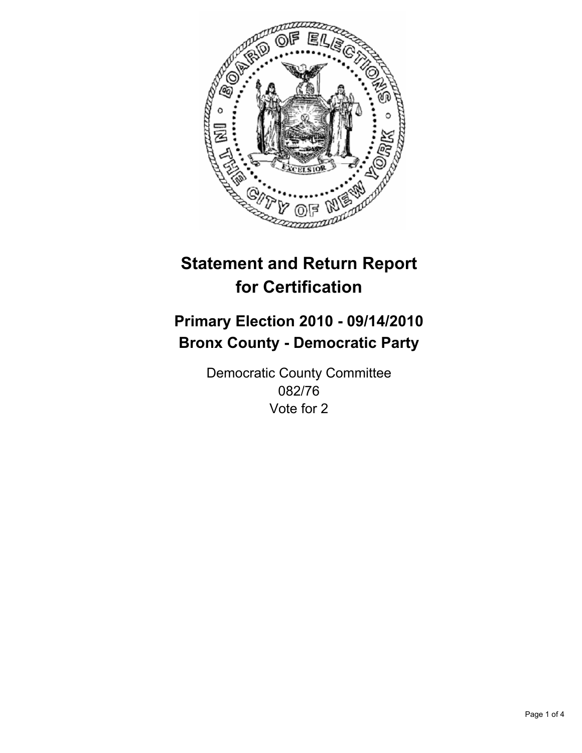# Statement and Return Report for Certification

## Primary Election 2010 - 09/14/2010
## Bronx County - Democratic Party

Democratic County Committee
082/76
Vote for 2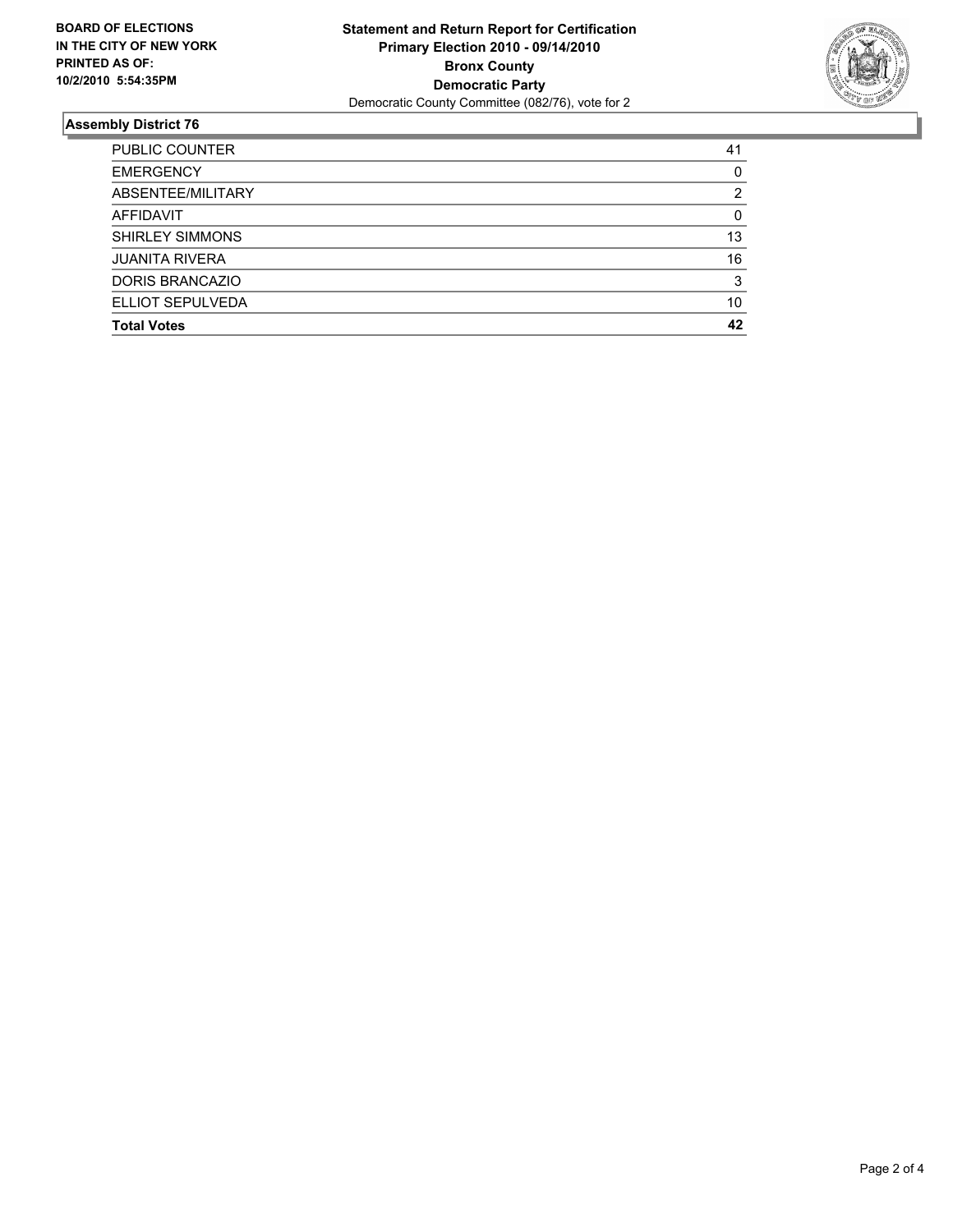**BOARD OF ELECTIONS IN THE CITY OF NEW YORK PRINTED AS OF: 10/2/2010 5:54:35PM**

**Statement and Return Report for Certification**
**Primary Election 2010 - 09/14/2010**
**Bronx County**
**Democratic Party**
Democratic County Committee (082/76), vote for 2

## Assembly District 76

| | |
|---|---|
| PUBLIC COUNTER | 41 |
| EMERGENCY | 0 |
| ABSENTEE/MILITARY | 2 |
| AFFIDAVIT | 0 |
| SHIRLEY SIMMONS | 13 |
| JUANITA RIVERA | 16 |
| DORIS BRANCAZIO | 3 |
| ELLIOT SEPULVEDA | 10 |
| **Total Votes** | **42** |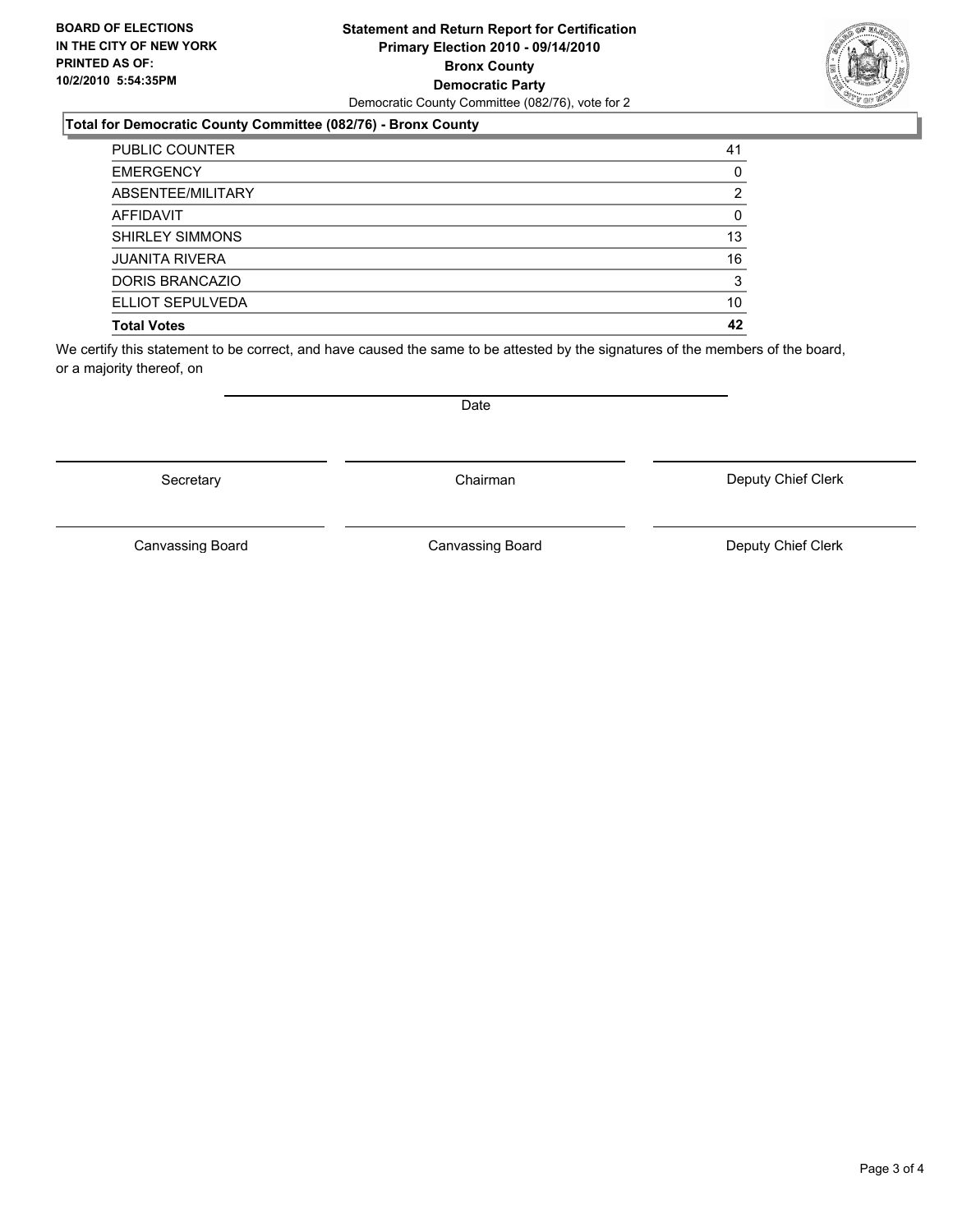**BOARD OF ELECTIONS IN THE CITY OF NEW YORK PRINTED AS OF: 10/2/2010 5:54:35PM**

**Statement and Return Report for Certification**
**Primary Election 2010 - 09/14/2010**
**Bronx County**
**Democratic Party**
Democratic County Committee (082/76), vote for 2

**Total for Democratic County Committee (082/76) - Bronx County**

| | |
|---|---|
| PUBLIC COUNTER | 41 |
| EMERGENCY | 0 |
| ABSENTEE/MILITARY | 2 |
| AFFIDAVIT | 0 |
| SHIRLEY SIMMONS | 13 |
| JUANITA RIVERA | 16 |
| DORIS BRANCAZIO | 3 |
| ELLIOT SEPULVEDA | 10 |
| **Total Votes** | **42** |

We certify this statement to be correct, and have caused the same to be attested by the signatures of the members of the board, or a majority thereof, on

Date

| | | |
|---|---|---|
| Secretary | Chairman | Deputy Chief Clerk |
| Canvassing Board | Canvassing Board | Deputy Chief Clerk |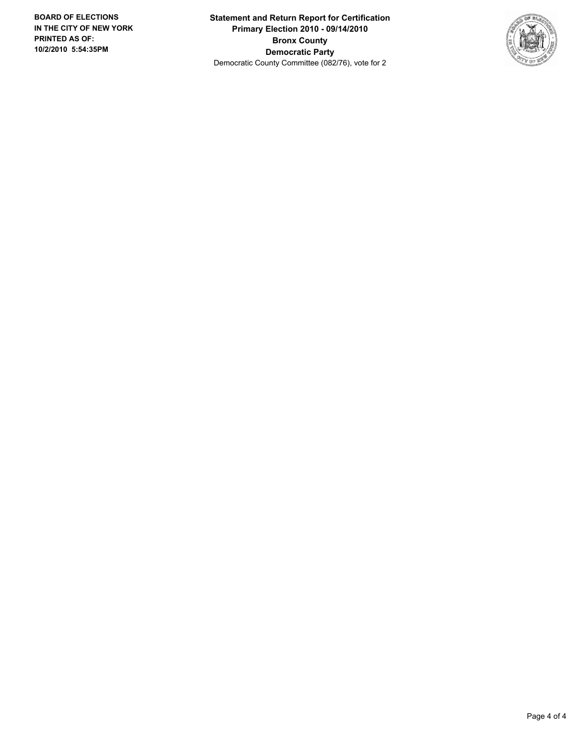**BOARD OF ELECTIONS IN THE CITY OF NEW YORK PRINTED AS OF: 10/2/2010 5:54:35PM**

**Statement and Return Report for Certification**
**Primary Election 2010 - 09/14/2010**
**Bronx County**
**Democratic Party**
Democratic County Committee (082/76), vote for 2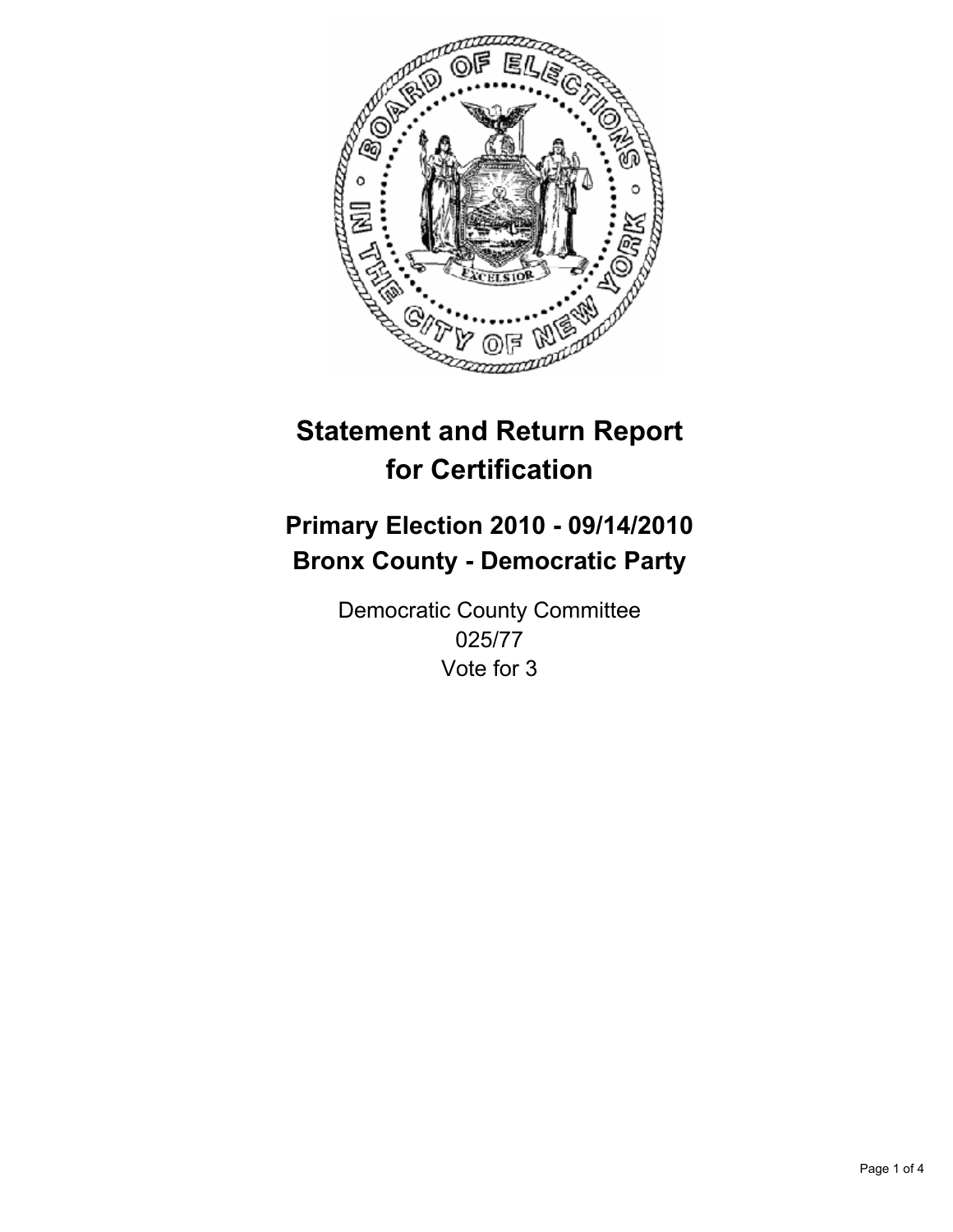# Statement and Return Report for Certification

## Primary Election 2010 - 09/14/2010
## Bronx County - Democratic Party

Democratic County Committee
025/77
Vote for 3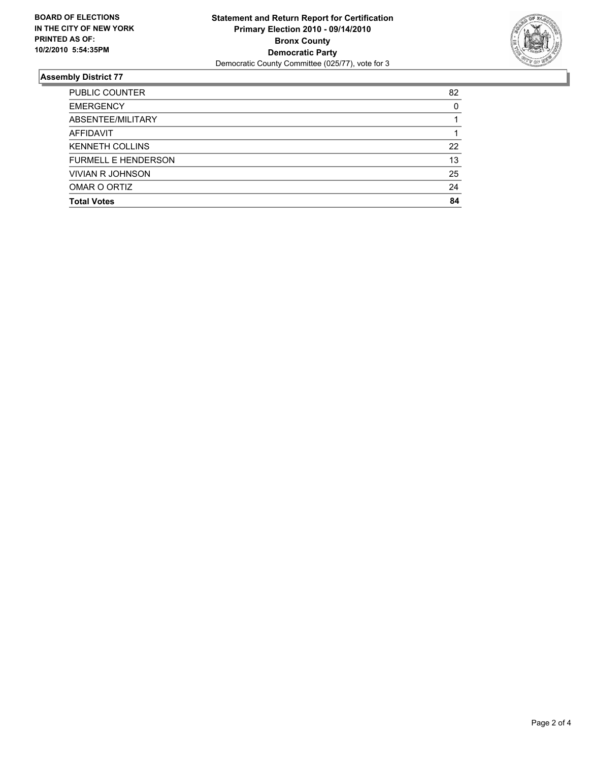**BOARD OF ELECTIONS IN THE CITY OF NEW YORK PRINTED AS OF: 10/2/2010 5:54:35PM**

**Statement and Return Report for Certification**
**Primary Election 2010 - 09/14/2010**
**Bronx County**
**Democratic Party**
Democratic County Committee (025/77), vote for 3

## Assembly District 77

| | |
|---|---|
| PUBLIC COUNTER | 82 |
| EMERGENCY | 0 |
| ABSENTEE/MILITARY | 1 |
| AFFIDAVIT | 1 |
| KENNETH COLLINS | 22 |
| FURMELL E HENDERSON | 13 |
| VIVIAN R JOHNSON | 25 |
| OMAR O ORTIZ | 24 |
| **Total Votes** | **84** |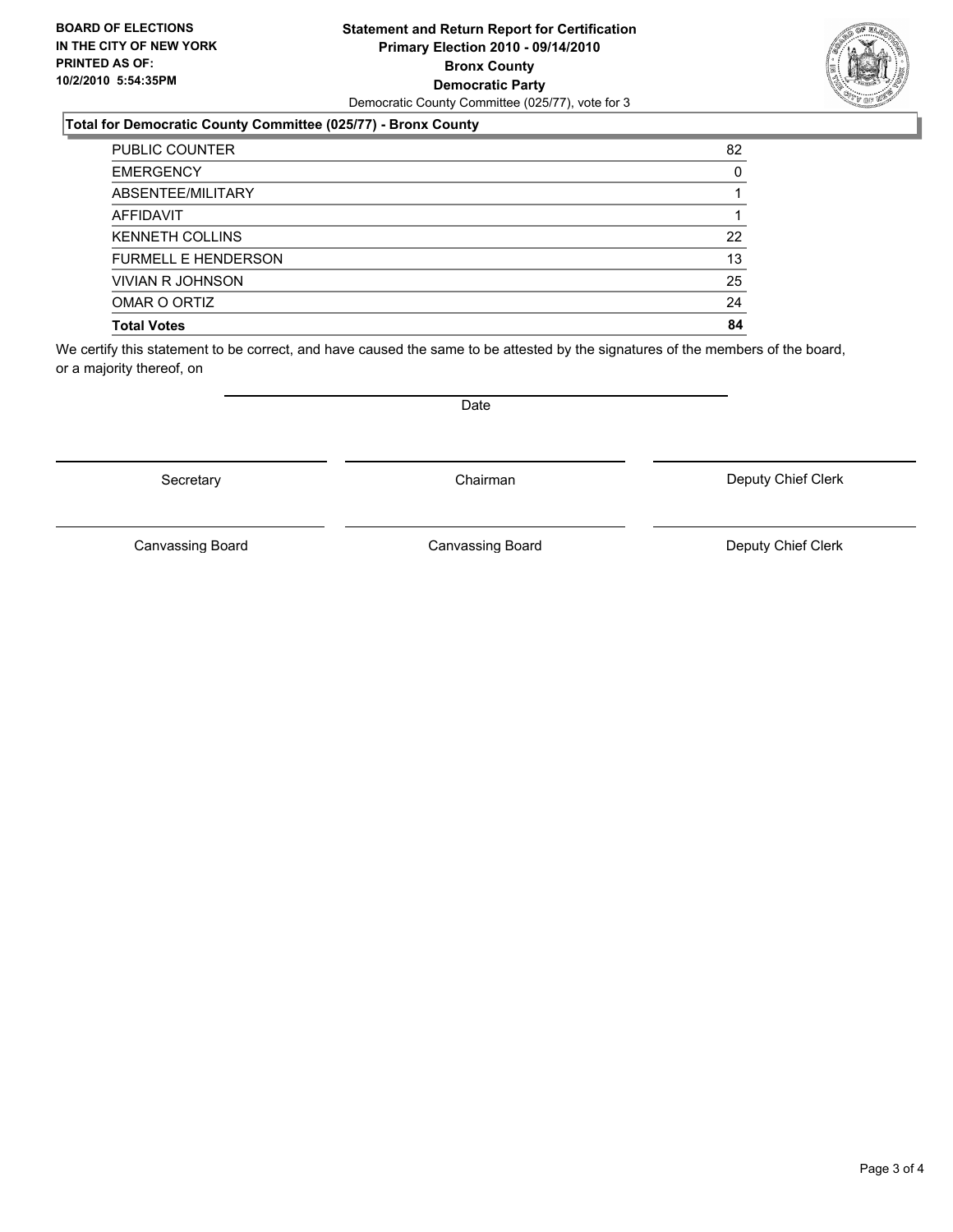**BOARD OF ELECTIONS IN THE CITY OF NEW YORK PRINTED AS OF: 10/2/2010 5:54:35PM**

**Statement and Return Report for Certification**
**Primary Election 2010 - 09/14/2010**
**Bronx County**
**Democratic Party**
Democratic County Committee (025/77), vote for 3

### Total for Democratic County Committee (025/77) - Bronx County

| | |
|---|---|
| PUBLIC COUNTER | 82 |
| EMERGENCY | 0 |
| ABSENTEE/MILITARY | 1 |
| AFFIDAVIT | 1 |
| KENNETH COLLINS | 22 |
| FURMELL E HENDERSON | 13 |
| VIVIAN R JOHNSON | 25 |
| OMAR O ORTIZ | 24 |
| **Total Votes** | **84** |

We certify this statement to be correct, and have caused the same to be attested by the signatures of the members of the board, or a majority thereof, on

Date

Secretary | Chairman | Deputy Chief Clerk

Canvassing Board | Canvassing Board | Deputy Chief Clerk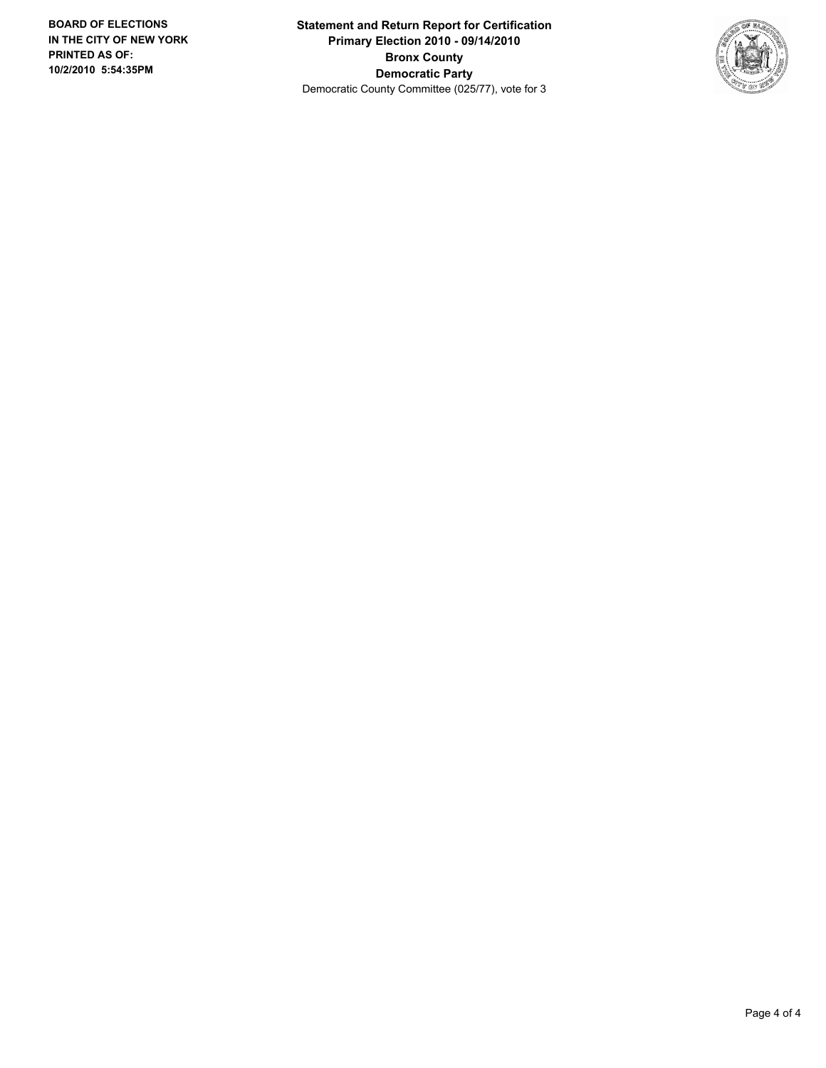**BOARD OF ELECTIONS IN THE CITY OF NEW YORK PRINTED AS OF: 10/2/2010 5:54:35PM**

**Statement and Return Report for Certification**
**Primary Election 2010 - 09/14/2010**
**Bronx County**
**Democratic Party**
Democratic County Committee (025/77), vote for 3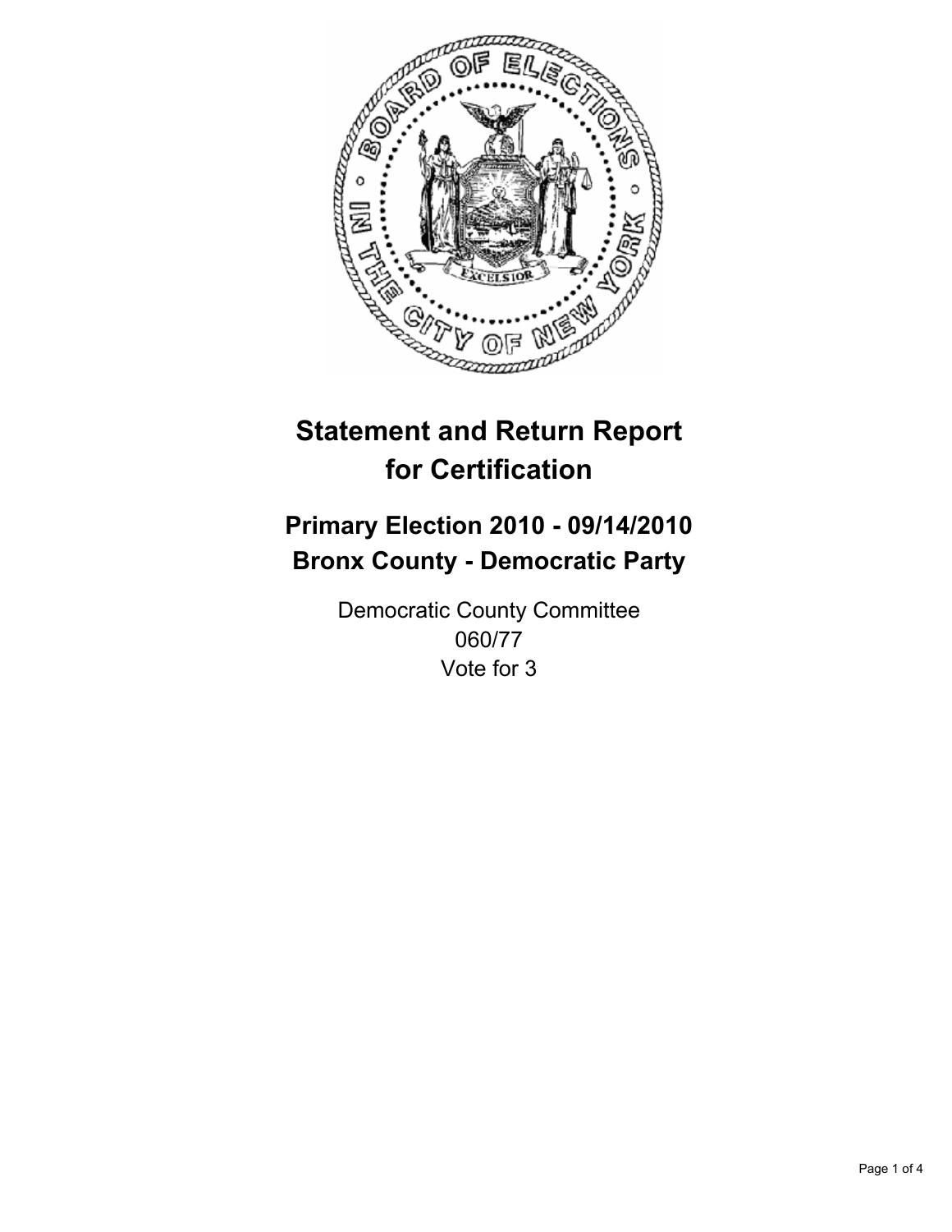# Statement and Return Report for Certification

## Primary Election 2010 - 09/14/2010
## Bronx County - Democratic Party

Democratic County Committee
060/77
Vote for 3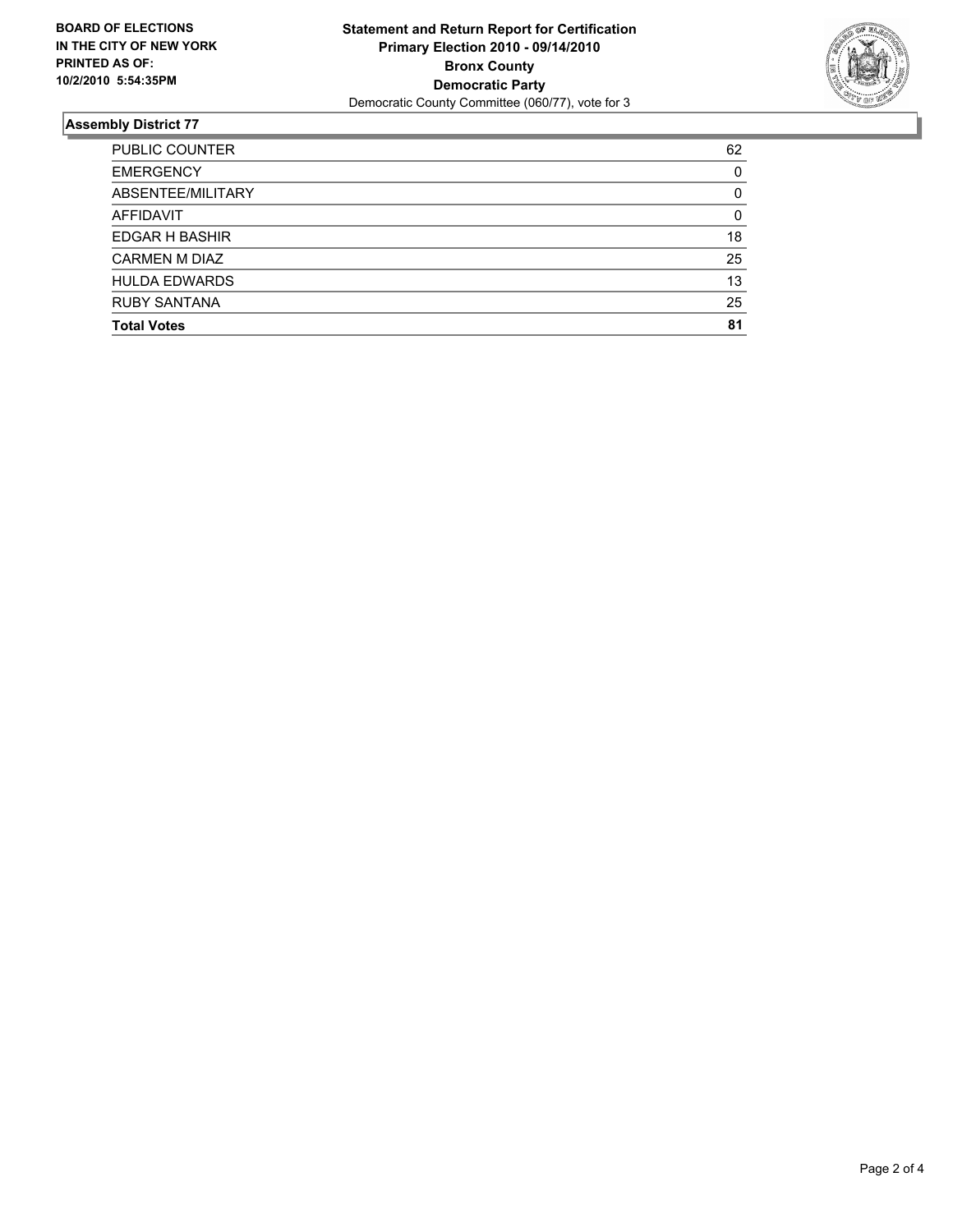**BOARD OF ELECTIONS IN THE CITY OF NEW YORK PRINTED AS OF: 10/2/2010 5:54:35PM**

**Statement and Return Report for Certification**
**Primary Election 2010 - 09/14/2010**
**Bronx County**
**Democratic Party**
Democratic County Committee (060/77), vote for 3

## Assembly District 77

| | |
|---|---|
| PUBLIC COUNTER | 62 |
| EMERGENCY | 0 |
| ABSENTEE/MILITARY | 0 |
| AFFIDAVIT | 0 |
| EDGAR H BASHIR | 18 |
| CARMEN M DIAZ | 25 |
| HULDA EDWARDS | 13 |
| RUBY SANTANA | 25 |
| **Total Votes** | **81** |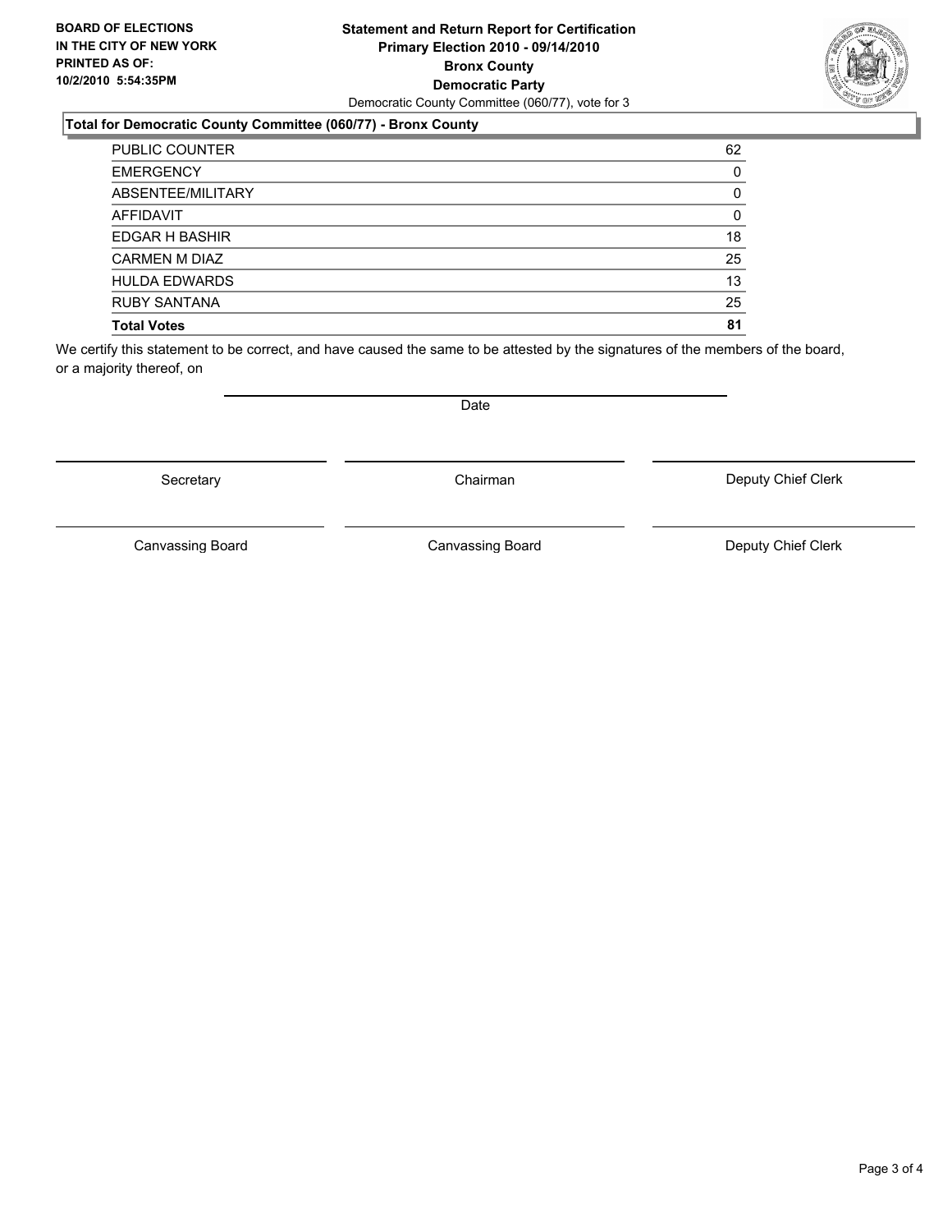**BOARD OF ELECTIONS IN THE CITY OF NEW YORK PRINTED AS OF: 10/2/2010 5:54:35PM**

**Statement and Return Report for Certification**
**Primary Election 2010 - 09/14/2010**
**Bronx County**
**Democratic Party**
Democratic County Committee (060/77), vote for 3

### Total for Democratic County Committee (060/77) - Bronx County

| | |
|---|---|
| PUBLIC COUNTER | 62 |
| EMERGENCY | 0 |
| ABSENTEE/MILITARY | 0 |
| AFFIDAVIT | 0 |
| EDGAR H BASHIR | 18 |
| CARMEN M DIAZ | 25 |
| HULDA EDWARDS | 13 |
| RUBY SANTANA | 25 |
| **Total Votes** | **81** |

We certify this statement to be correct, and have caused the same to be attested by the signatures of the members of the board, or a majority thereof, on

Date

| | | |
|---|---|---|
| Secretary | Chairman | Deputy Chief Clerk |
| Canvassing Board | Canvassing Board | Deputy Chief Clerk |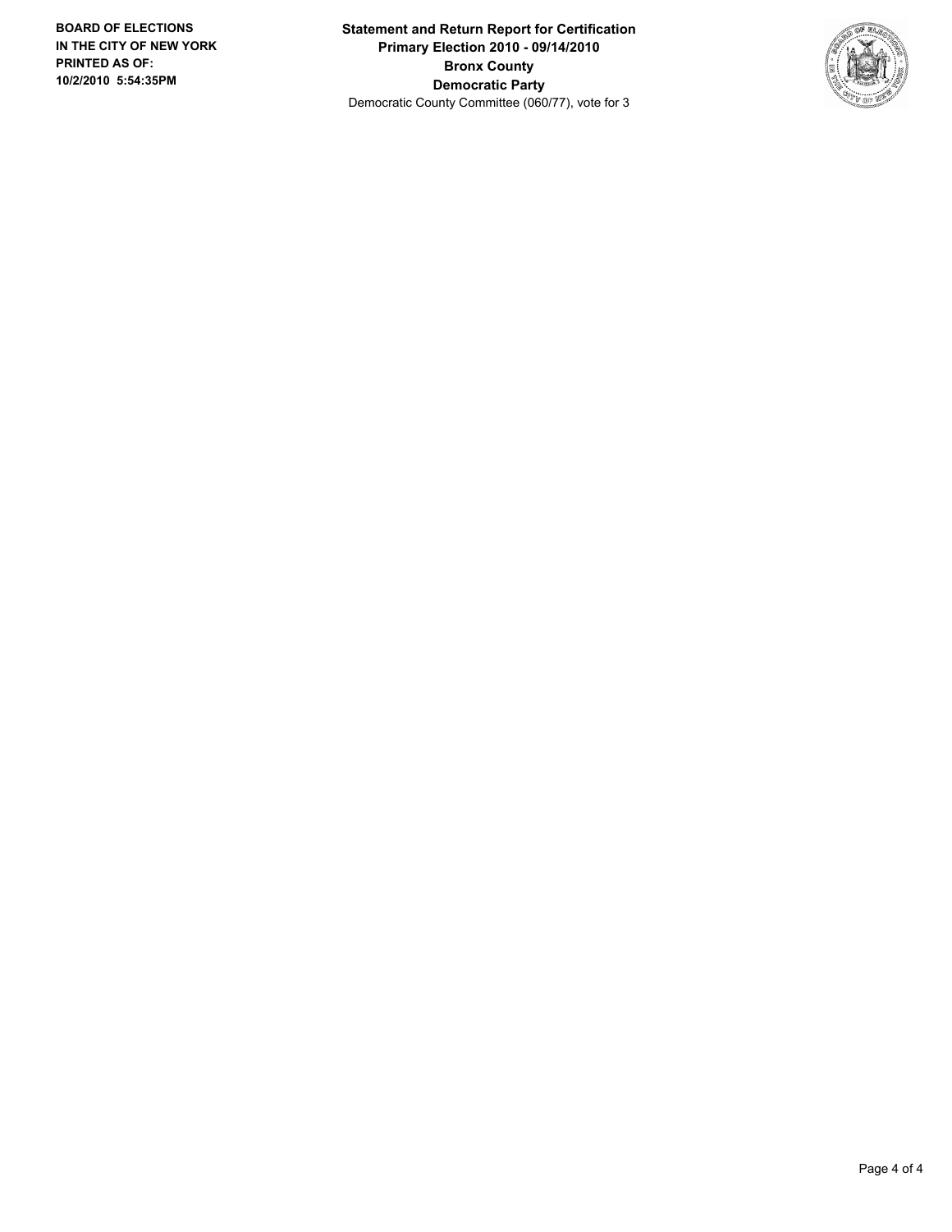**BOARD OF ELECTIONS IN THE CITY OF NEW YORK PRINTED AS OF: 10/2/2010 5:54:35PM**

**Statement and Return Report for Certification**
**Primary Election 2010 - 09/14/2010**
**Bronx County**
**Democratic Party**
Democratic County Committee (060/77), vote for 3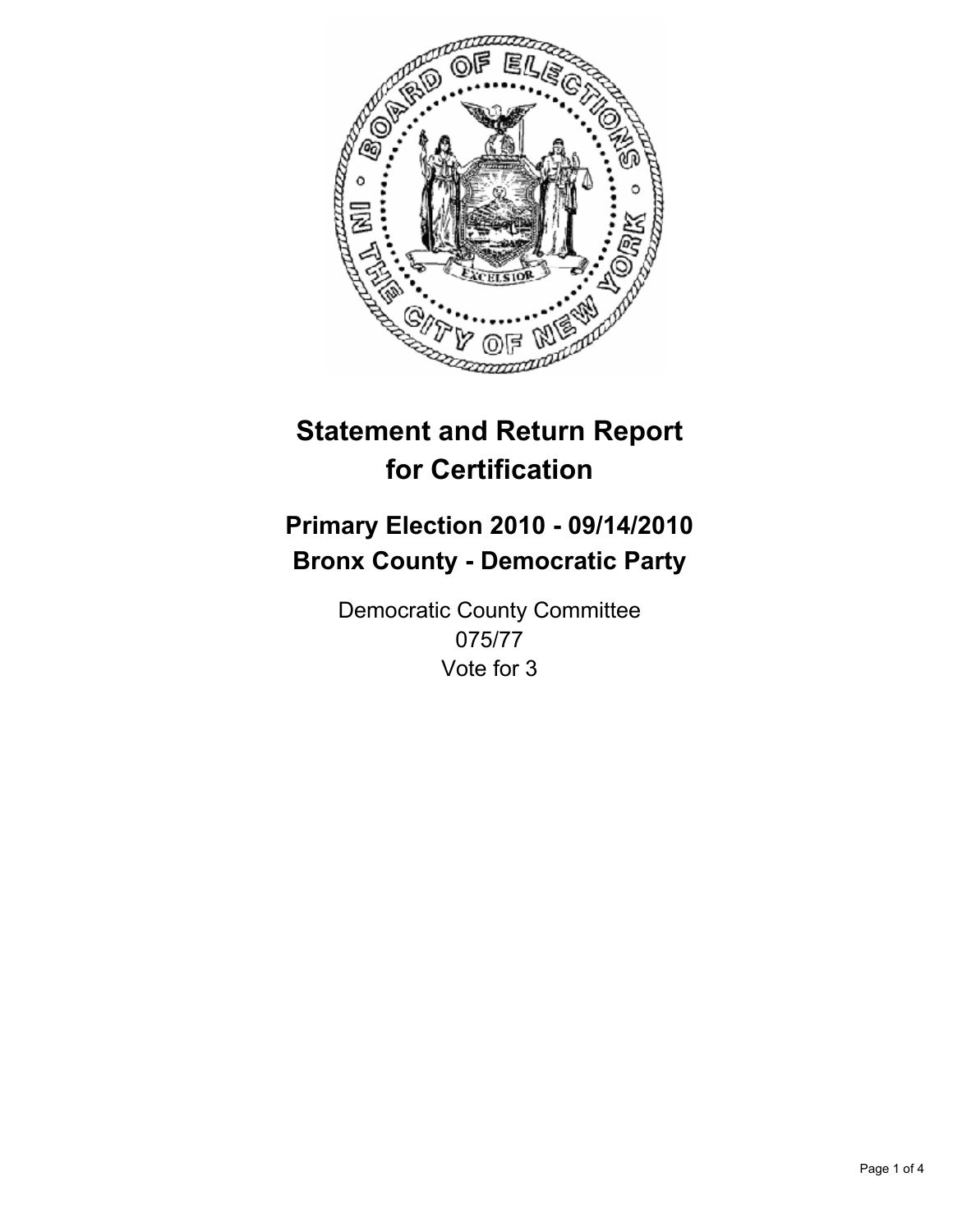# Statement and Return Report for Certification

## Primary Election 2010 - 09/14/2010
## Bronx County - Democratic Party

Democratic County Committee
075/77
Vote for 3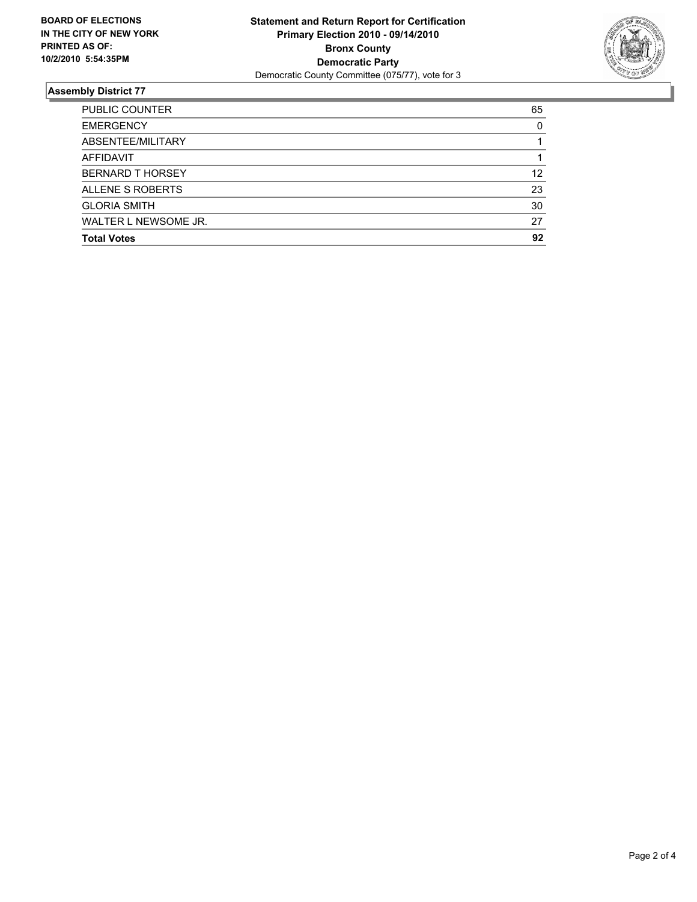**BOARD OF ELECTIONS IN THE CITY OF NEW YORK PRINTED AS OF: 10/2/2010 5:54:35PM**

**Statement and Return Report for Certification**
**Primary Election 2010 - 09/14/2010**
**Bronx County**
**Democratic Party**
Democratic County Committee (075/77), vote for 3

## Assembly District 77

| | |
|---|---|
| PUBLIC COUNTER | 65 |
| EMERGENCY | 0 |
| ABSENTEE/MILITARY | 1 |
| AFFIDAVIT | 1 |
| BERNARD T HORSEY | 12 |
| ALLENE S ROBERTS | 23 |
| GLORIA SMITH | 30 |
| WALTER L NEWSOME JR. | 27 |
| **Total Votes** | **92** |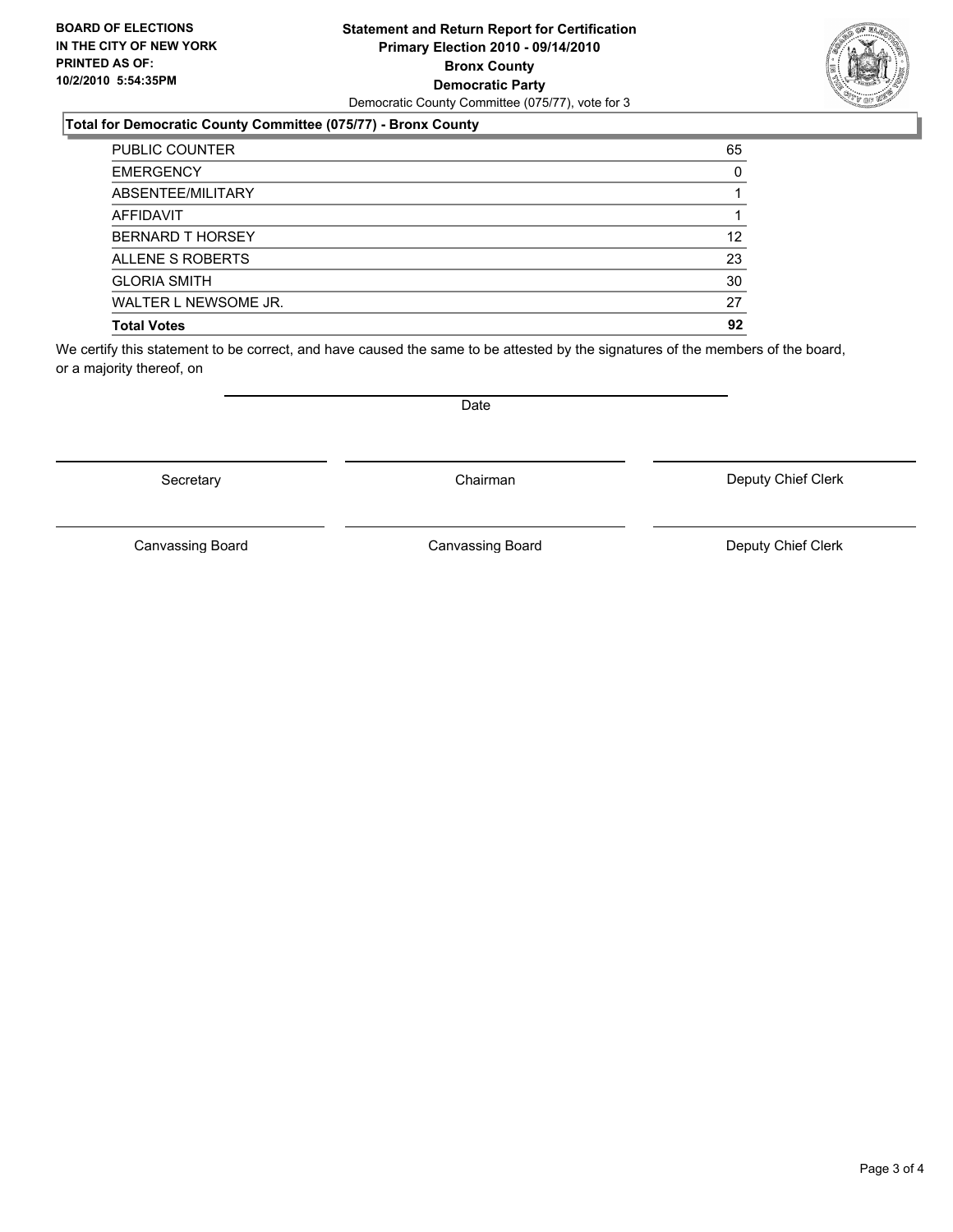**BOARD OF ELECTIONS IN THE CITY OF NEW YORK PRINTED AS OF: 10/2/2010 5:54:35PM**

**Statement and Return Report for Certification**
**Primary Election 2010 - 09/14/2010**
**Bronx County**
**Democratic Party**
Democratic County Committee (075/77), vote for 3

## Total for Democratic County Committee (075/77) - Bronx County

| | |
|---|---|
| PUBLIC COUNTER | 65 |
| EMERGENCY | 0 |
| ABSENTEE/MILITARY | 1 |
| AFFIDAVIT | 1 |
| BERNARD T HORSEY | 12 |
| ALLENE S ROBERTS | 23 |
| GLORIA SMITH | 30 |
| WALTER L NEWSOME JR. | 27 |
| **Total Votes** | **92** |

We certify this statement to be correct, and have caused the same to be attested by the signatures of the members of the board, or a majority thereof, on

Date

Secretary | Chairman | Deputy Chief Clerk

Canvassing Board | Canvassing Board | Deputy Chief Clerk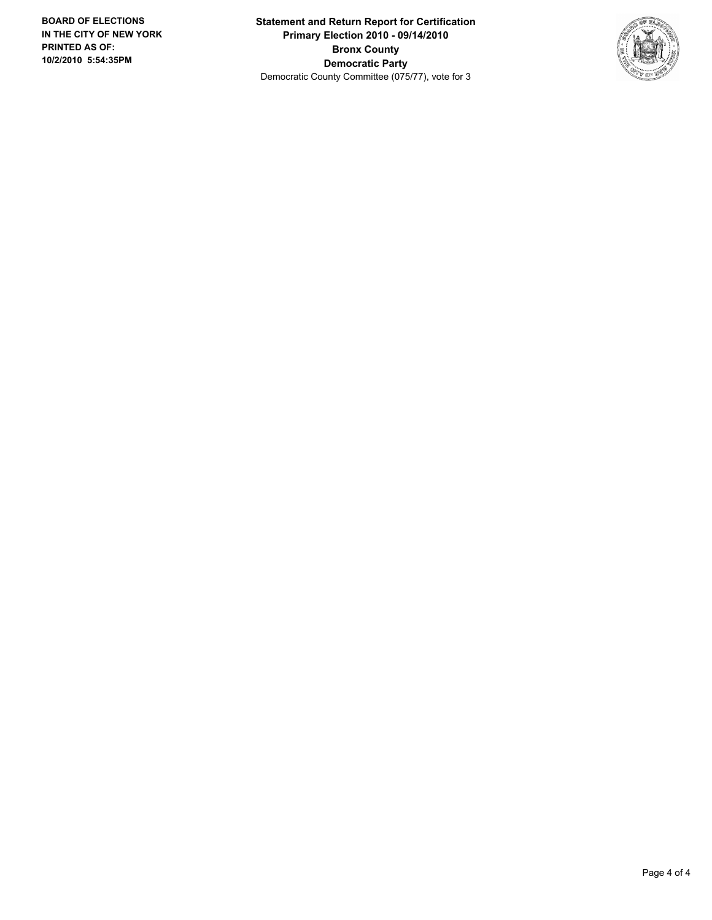**BOARD OF ELECTIONS IN THE CITY OF NEW YORK PRINTED AS OF: 10/2/2010 5:54:35PM**

**Statement and Return Report for Certification**
**Primary Election 2010 - 09/14/2010**
**Bronx County**
**Democratic Party**
Democratic County Committee (075/77), vote for 3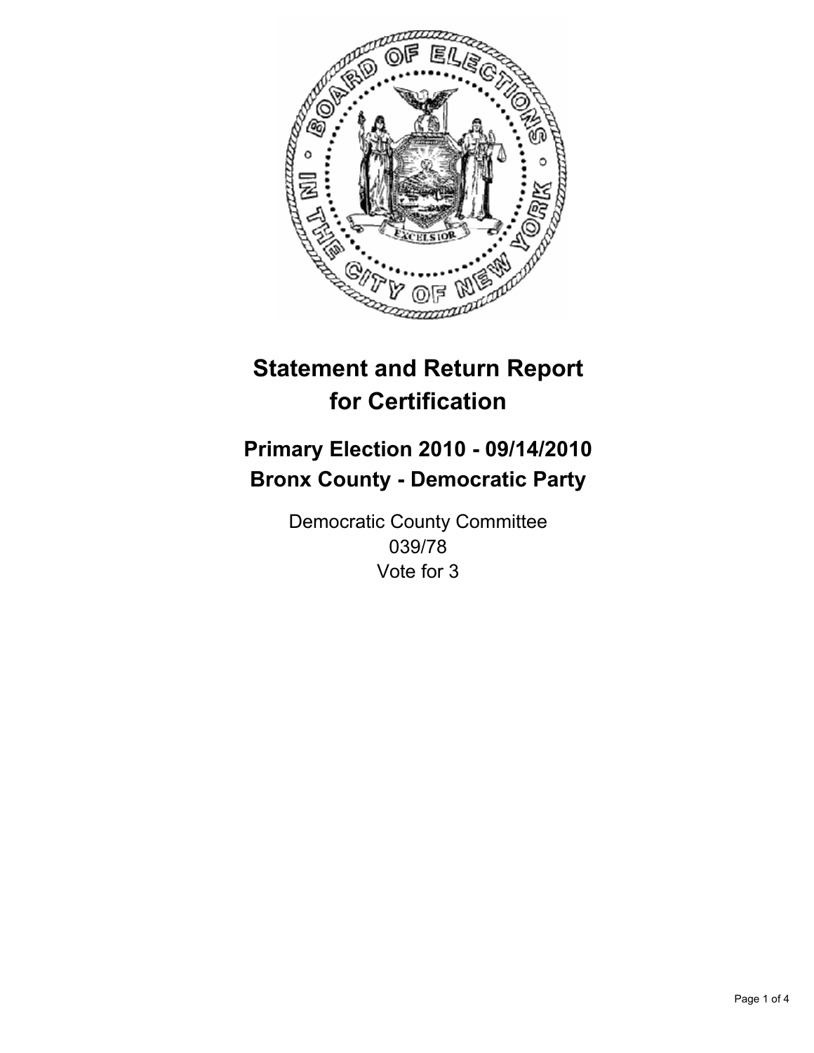# Statement and Return Report for Certification

## Primary Election 2010 - 09/14/2010
## Bronx County - Democratic Party

Democratic County Committee
039/78
Vote for 3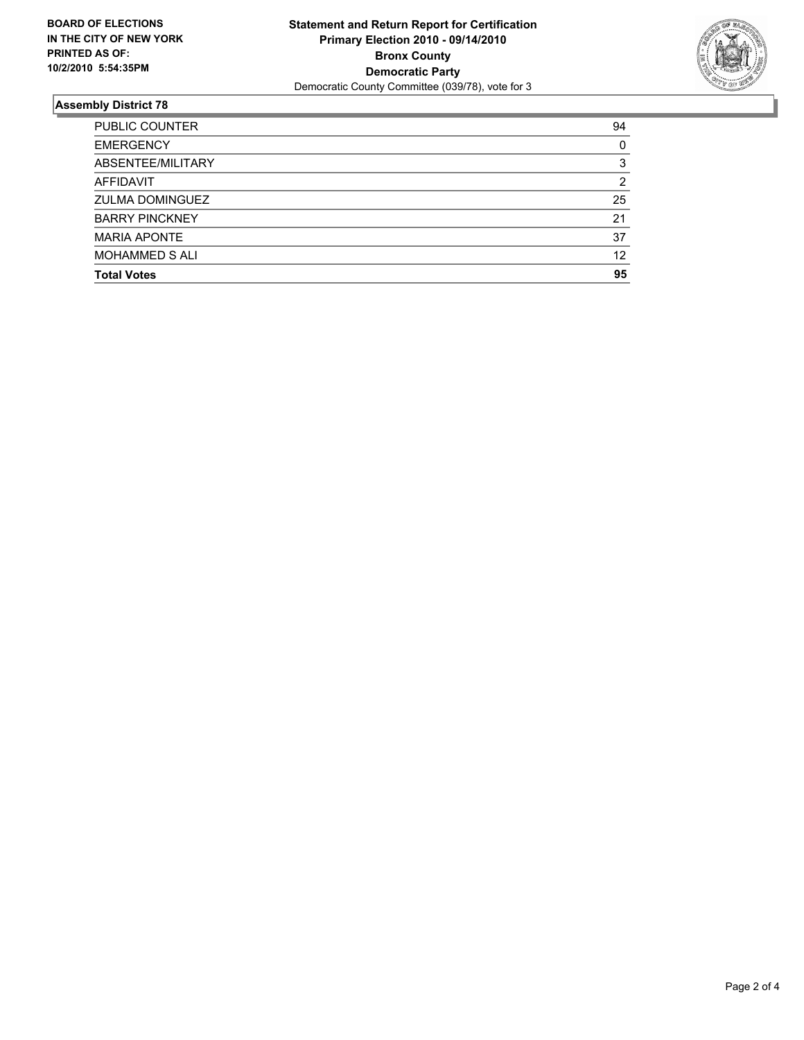**BOARD OF ELECTIONS IN THE CITY OF NEW YORK PRINTED AS OF: 10/2/2010 5:54:35PM**

**Statement and Return Report for Certification**
**Primary Election 2010 - 09/14/2010**
**Bronx County**
**Democratic Party**
Democratic County Committee (039/78), vote for 3

## Assembly District 78

| | |
|---|---|
| PUBLIC COUNTER | 94 |
| EMERGENCY | 0 |
| ABSENTEE/MILITARY | 3 |
| AFFIDAVIT | 2 |
| ZULMA DOMINGUEZ | 25 |
| BARRY PINCKNEY | 21 |
| MARIA APONTE | 37 |
| MOHAMMED S ALI | 12 |
| **Total Votes** | **95** |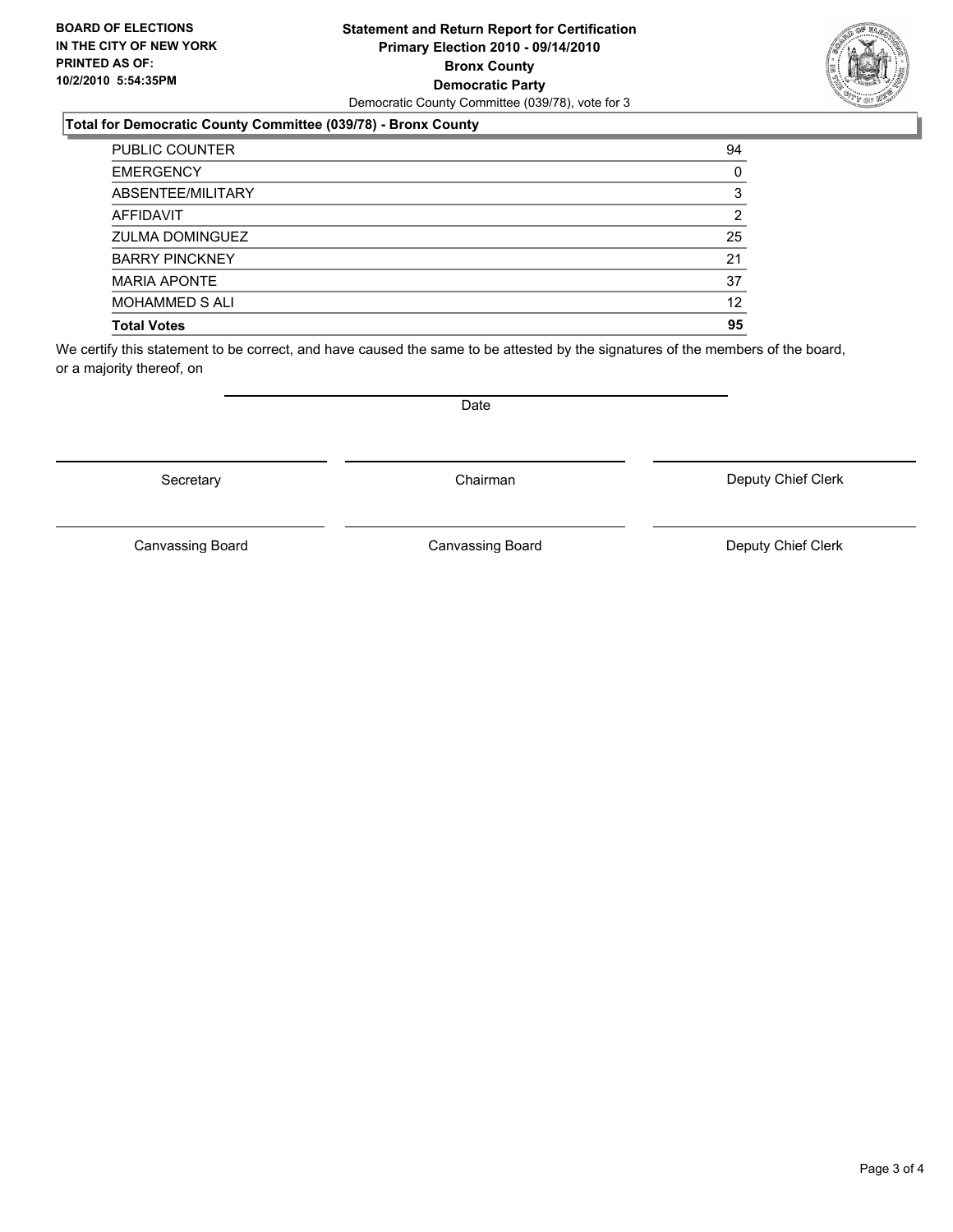**BOARD OF ELECTIONS IN THE CITY OF NEW YORK PRINTED AS OF: 10/2/2010 5:54:35PM**

**Statement and Return Report for Certification**
**Primary Election 2010 - 09/14/2010**
**Bronx County**
**Democratic Party**
Democratic County Committee (039/78), vote for 3

### Total for Democratic County Committee (039/78) - Bronx County

| | |
|---|---|
| PUBLIC COUNTER | 94 |
| EMERGENCY | 0 |
| ABSENTEE/MILITARY | 3 |
| AFFIDAVIT | 2 |
| ZULMA DOMINGUEZ | 25 |
| BARRY PINCKNEY | 21 |
| MARIA APONTE | 37 |
| MOHAMMED S ALI | 12 |
| **Total Votes** | **95** |

We certify this statement to be correct, and have caused the same to be attested by the signatures of the members of the board, or a majority thereof, on

Date

Secretary | Chairman | Deputy Chief Clerk

Canvassing Board | Canvassing Board | Deputy Chief Clerk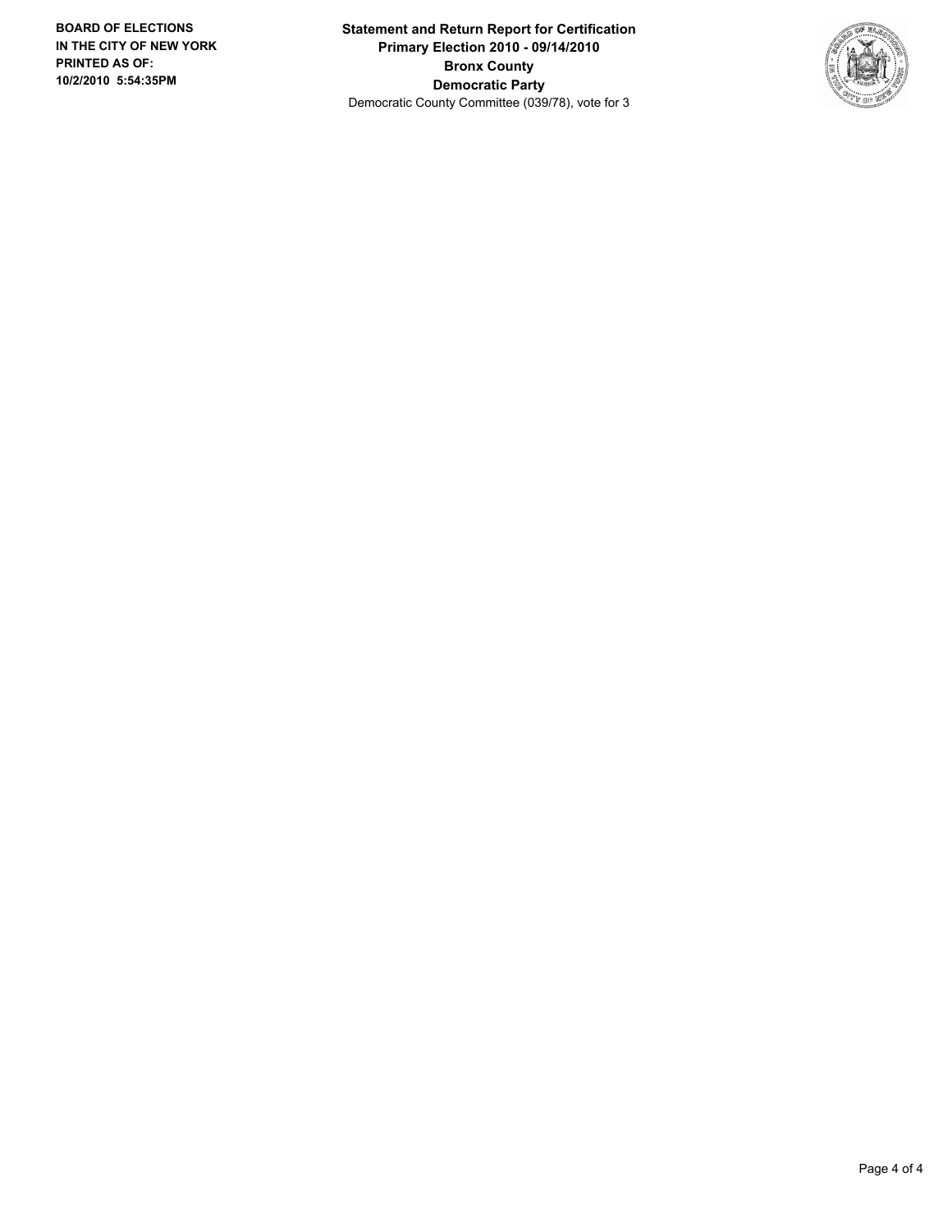**BOARD OF ELECTIONS IN THE CITY OF NEW YORK PRINTED AS OF: 10/2/2010 5:54:35PM**

**Statement and Return Report for Certification**
**Primary Election 2010 - 09/14/2010**
**Bronx County**
**Democratic Party**
Democratic County Committee (039/78), vote for 3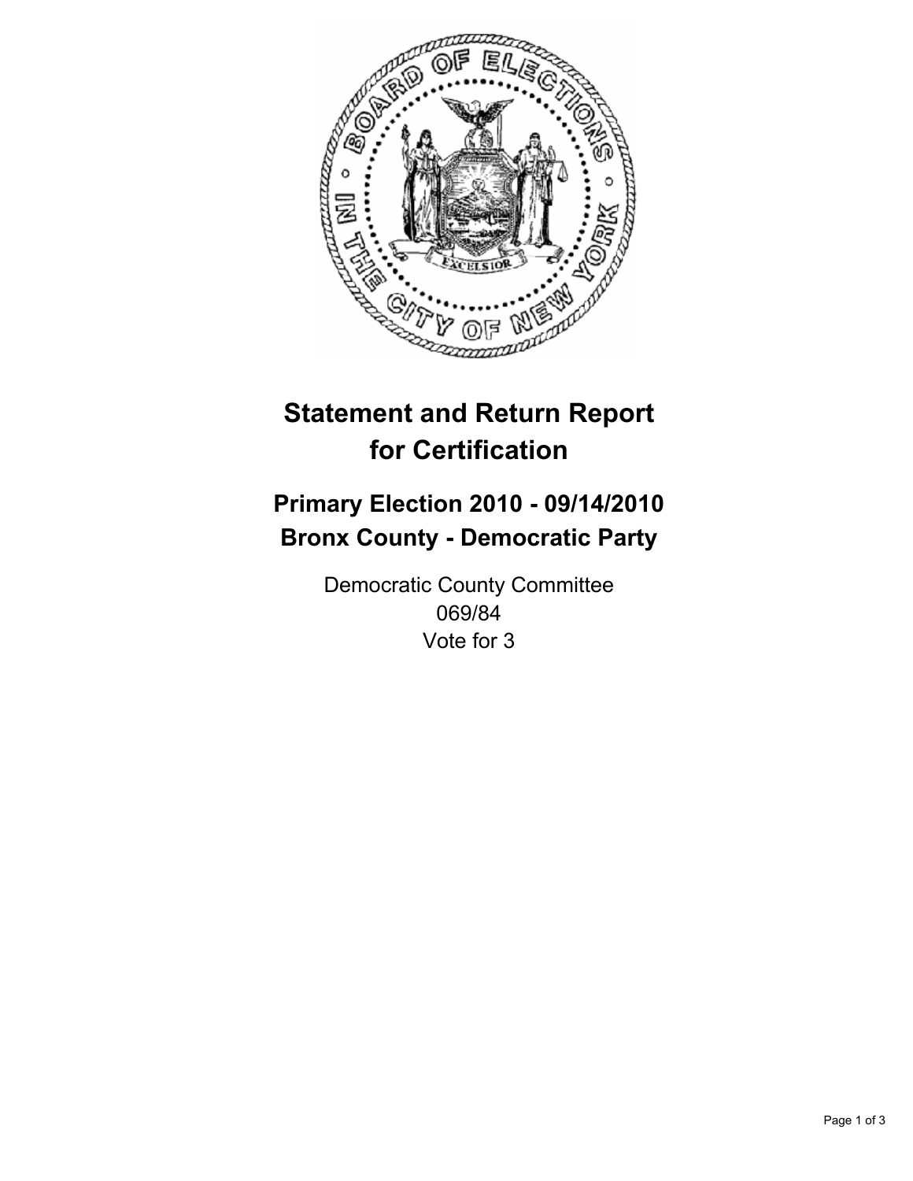# Statement and Return Report for Certification

## Primary Election 2010 - 09/14/2010
## Bronx County - Democratic Party

Democratic County Committee
069/84
Vote for 3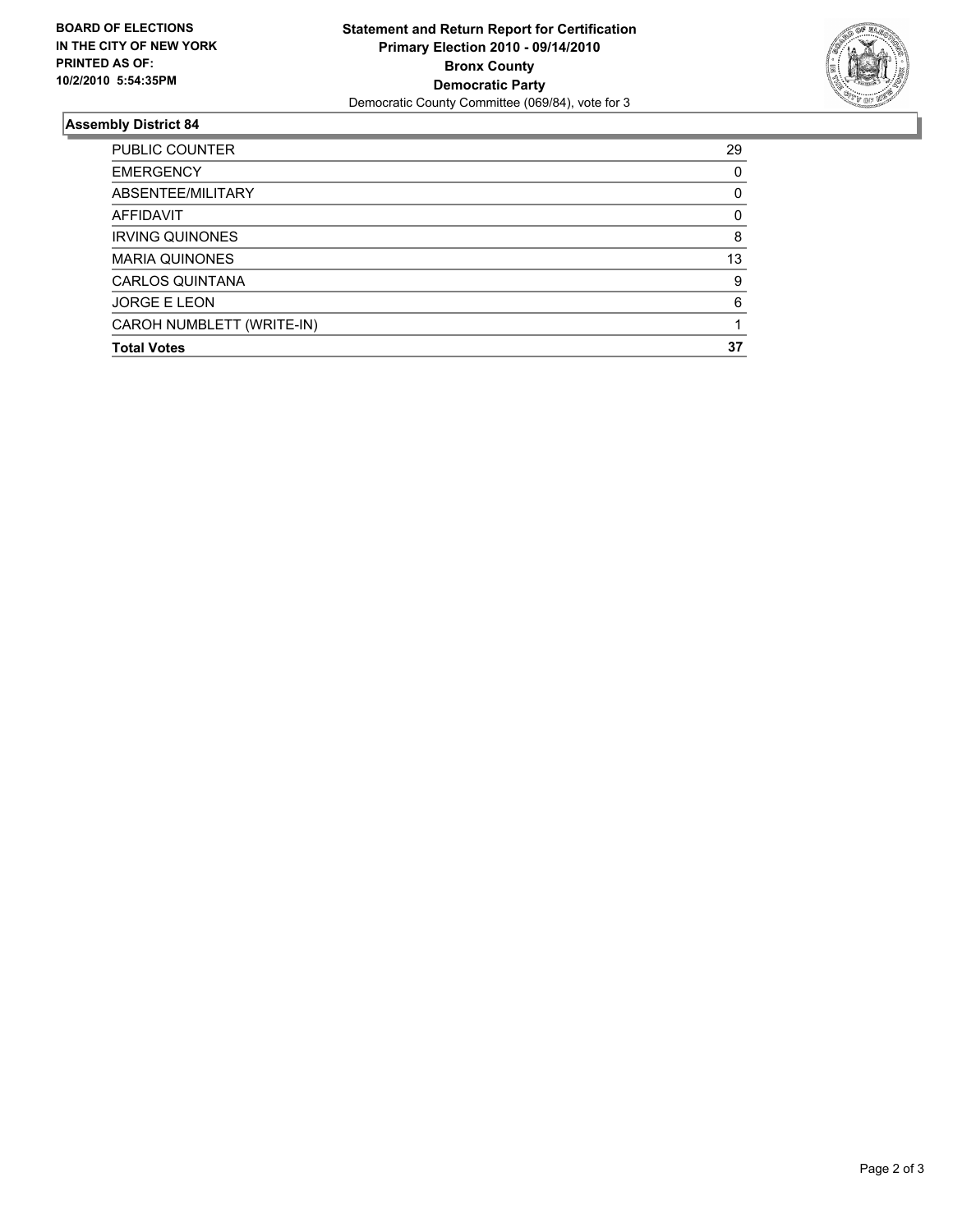**BOARD OF ELECTIONS IN THE CITY OF NEW YORK PRINTED AS OF: 10/2/2010 5:54:35PM**

**Statement and Return Report for Certification**
**Primary Election 2010 - 09/14/2010**
**Bronx County**
**Democratic Party**
Democratic County Committee (069/84), vote for 3

## Assembly District 84

| | |
|---|---|
| PUBLIC COUNTER | 29 |
| EMERGENCY | 0 |
| ABSENTEE/MILITARY | 0 |
| AFFIDAVIT | 0 |
| IRVING QUINONES | 8 |
| MARIA QUINONES | 13 |
| CARLOS QUINTANA | 9 |
| JORGE E LEON | 6 |
| CAROH NUMBLETT (WRITE-IN) | 1 |
| **Total Votes** | **37** |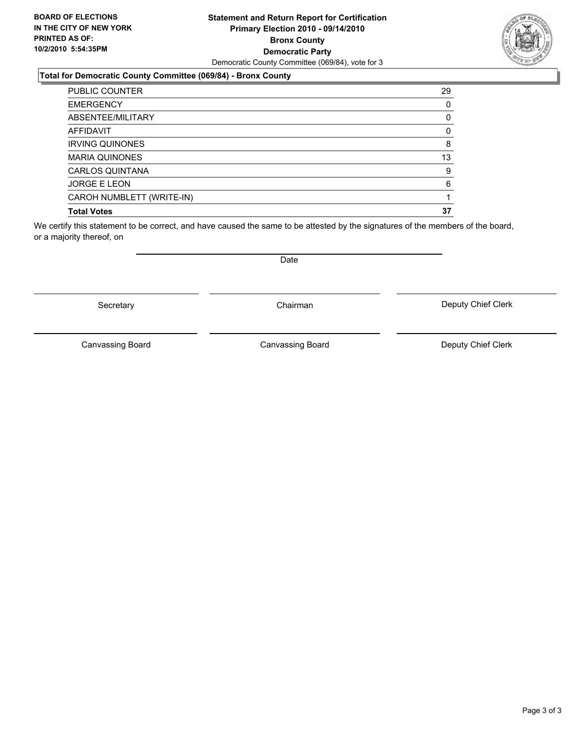**BOARD OF ELECTIONS IN THE CITY OF NEW YORK PRINTED AS OF: 10/2/2010 5:54:35PM**

**Statement and Return Report for Certification**
**Primary Election 2010 - 09/14/2010**
**Bronx County**
**Democratic Party**
Democratic County Committee (069/84), vote for 3

### Total for Democratic County Committee (069/84) - Bronx County

| | |
|---|---|
| PUBLIC COUNTER | 29 |
| EMERGENCY | 0 |
| ABSENTEE/MILITARY | 0 |
| AFFIDAVIT | 0 |
| IRVING QUINONES | 8 |
| MARIA QUINONES | 13 |
| CARLOS QUINTANA | 9 |
| JORGE E LEON | 6 |
| CAROH NUMBLETT (WRITE-IN) | 1 |
| **Total Votes** | **37** |

We certify this statement to be correct, and have caused the same to be attested by the signatures of the members of the board, or a majority thereof, on

Date

Secretary

Chairman

Deputy Chief Clerk

Canvassing Board

Canvassing Board

Deputy Chief Clerk